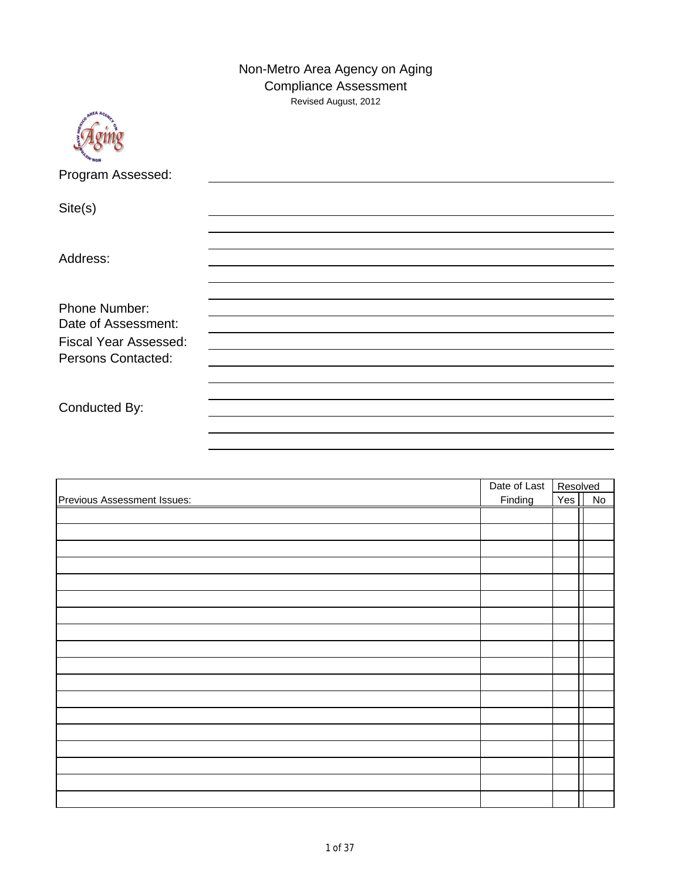# Non-Metro Area Agency on Aging
## Compliance Assessment

Revised August, 2012

Program Assessed: ______________________

Site(s) ______________________

Address: ______________________

Phone Number: ______________________

Date of Assessment: ______________________

Fiscal Year Assessed: ______________________

Persons Contacted: ______________________

Conducted By: ______________________

| Previous Assessment Issues: | Date of Last Finding | Resolved Yes | Resolved No |
|---|---|---|---|
| | | | |
| | | | |
| | | | |
| | | | |
| | | | |
| | | | |
| | | | |
| | | | |
| | | | |
| | | | |
| | | | |
| | | | |
| | | | |
| | | | |
| | | | |
| | | | |
| | | | |
| | | | |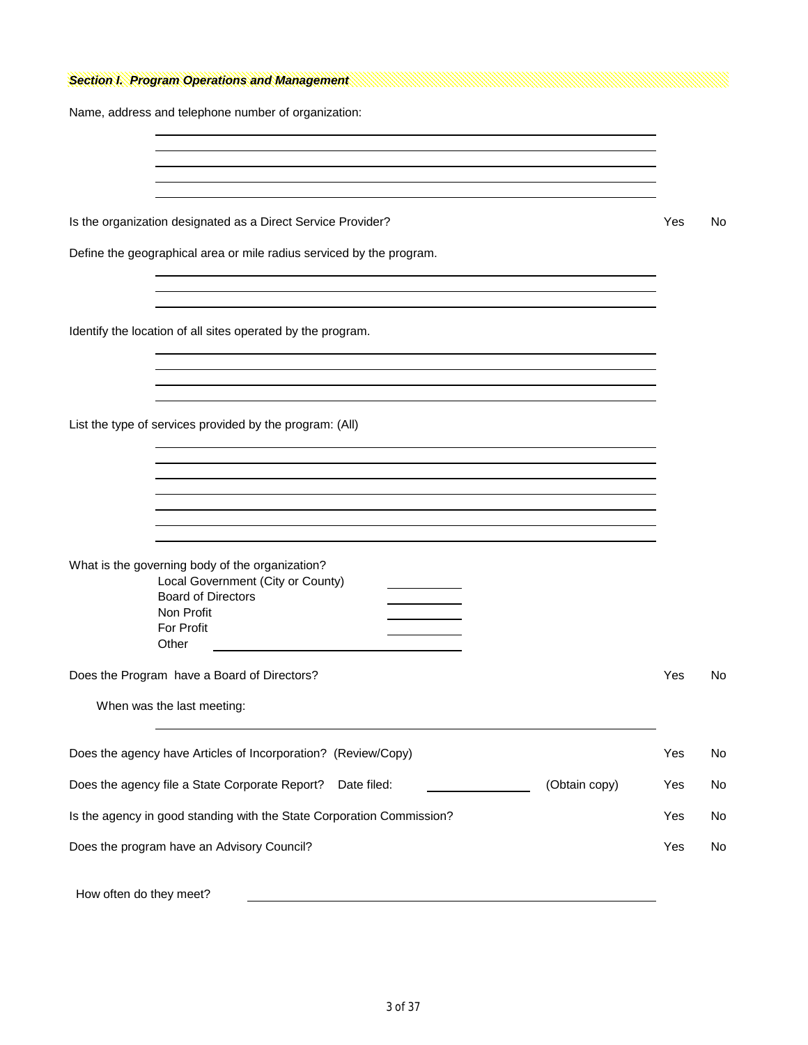## ***Section I. Program Operations and Management***

Name, address and telephone number of organization:

\_\_\_\_\_\_\_\_\_\_\_\_\_\_\_\_\_\_\_\_\_\_\_\_\_\_\_\_\_\_\_\_\_\_\_\_\_\_\_\_\_\_\_\_\_\_

\_\_\_\_\_\_\_\_\_\_\_\_\_\_\_\_\_\_\_\_\_\_\_\_\_\_\_\_\_\_\_\_\_\_\_\_\_\_\_\_\_\_\_\_\_\_

\_\_\_\_\_\_\_\_\_\_\_\_\_\_\_\_\_\_\_\_\_\_\_\_\_\_\_\_\_\_\_\_\_\_\_\_\_\_\_\_\_\_\_\_\_\_

\_\_\_\_\_\_\_\_\_\_\_\_\_\_\_\_\_\_\_\_\_\_\_\_\_\_\_\_\_\_\_\_\_\_\_\_\_\_\_\_\_\_\_\_\_\_

\_\_\_\_\_\_\_\_\_\_\_\_\_\_\_\_\_\_\_\_\_\_\_\_\_\_\_\_\_\_\_\_\_\_\_\_\_\_\_\_\_\_\_\_\_\_

Is the organization designated as a Direct Service Provider? Yes No

Define the geographical area or mile radius serviced by the program.

\_\_\_\_\_\_\_\_\_\_\_\_\_\_\_\_\_\_\_\_\_\_\_\_\_\_\_\_\_\_\_\_\_\_\_\_\_\_\_\_\_\_\_\_\_\_

\_\_\_\_\_\_\_\_\_\_\_\_\_\_\_\_\_\_\_\_\_\_\_\_\_\_\_\_\_\_\_\_\_\_\_\_\_\_\_\_\_\_\_\_\_\_

\_\_\_\_\_\_\_\_\_\_\_\_\_\_\_\_\_\_\_\_\_\_\_\_\_\_\_\_\_\_\_\_\_\_\_\_\_\_\_\_\_\_\_\_\_\_

Identify the location of all sites operated by the program.

\_\_\_\_\_\_\_\_\_\_\_\_\_\_\_\_\_\_\_\_\_\_\_\_\_\_\_\_\_\_\_\_\_\_\_\_\_\_\_\_\_\_\_\_\_\_

\_\_\_\_\_\_\_\_\_\_\_\_\_\_\_\_\_\_\_\_\_\_\_\_\_\_\_\_\_\_\_\_\_\_\_\_\_\_\_\_\_\_\_\_\_\_

\_\_\_\_\_\_\_\_\_\_\_\_\_\_\_\_\_\_\_\_\_\_\_\_\_\_\_\_\_\_\_\_\_\_\_\_\_\_\_\_\_\_\_\_\_\_

\_\_\_\_\_\_\_\_\_\_\_\_\_\_\_\_\_\_\_\_\_\_\_\_\_\_\_\_\_\_\_\_\_\_\_\_\_\_\_\_\_\_\_\_\_\_

List the type of services provided by the program: (All)

\_\_\_\_\_\_\_\_\_\_\_\_\_\_\_\_\_\_\_\_\_\_\_\_\_\_\_\_\_\_\_\_\_\_\_\_\_\_\_\_\_\_\_\_\_\_

\_\_\_\_\_\_\_\_\_\_\_\_\_\_\_\_\_\_\_\_\_\_\_\_\_\_\_\_\_\_\_\_\_\_\_\_\_\_\_\_\_\_\_\_\_\_

\_\_\_\_\_\_\_\_\_\_\_\_\_\_\_\_\_\_\_\_\_\_\_\_\_\_\_\_\_\_\_\_\_\_\_\_\_\_\_\_\_\_\_\_\_\_

\_\_\_\_\_\_\_\_\_\_\_\_\_\_\_\_\_\_\_\_\_\_\_\_\_\_\_\_\_\_\_\_\_\_\_\_\_\_\_\_\_\_\_\_\_\_

\_\_\_\_\_\_\_\_\_\_\_\_\_\_\_\_\_\_\_\_\_\_\_\_\_\_\_\_\_\_\_\_\_\_\_\_\_\_\_\_\_\_\_\_\_\_

\_\_\_\_\_\_\_\_\_\_\_\_\_\_\_\_\_\_\_\_\_\_\_\_\_\_\_\_\_\_\_\_\_\_\_\_\_\_\_\_\_\_\_\_\_\_

\_\_\_\_\_\_\_\_\_\_\_\_\_\_\_\_\_\_\_\_\_\_\_\_\_\_\_\_\_\_\_\_\_\_\_\_\_\_\_\_\_\_\_\_\_\_

What is the governing body of the organization?

- Local Government (City or County) \_\_\_\_\_\_\_\_
- Board of Directors \_\_\_\_\_\_\_\_
- Non Profit \_\_\_\_\_\_\_\_
- For Profit \_\_\_\_\_\_\_\_
- Other \_\_\_\_\_\_\_\_\_\_\_\_\_\_\_\_\_\_\_\_

Does the Program have a Board of Directors? Yes No

When was the last meeting: \_\_\_\_\_\_\_\_\_\_\_\_\_\_\_\_\_\_\_\_\_\_\_\_\_\_\_\_\_\_\_\_

Does the agency have Articles of Incorporation? (Review/Copy) Yes No

Does the agency file a State Corporate Report? Date filed: \_\_\_\_\_\_\_\_\_\_\_\_ (Obtain copy) Yes No

Is the agency in good standing with the State Corporation Commission? Yes No

Does the program have an Advisory Council? Yes No

How often do they meet? \_\_\_\_\_\_\_\_\_\_\_\_\_\_\_\_\_\_\_\_\_\_\_\_\_\_\_\_\_\_\_\_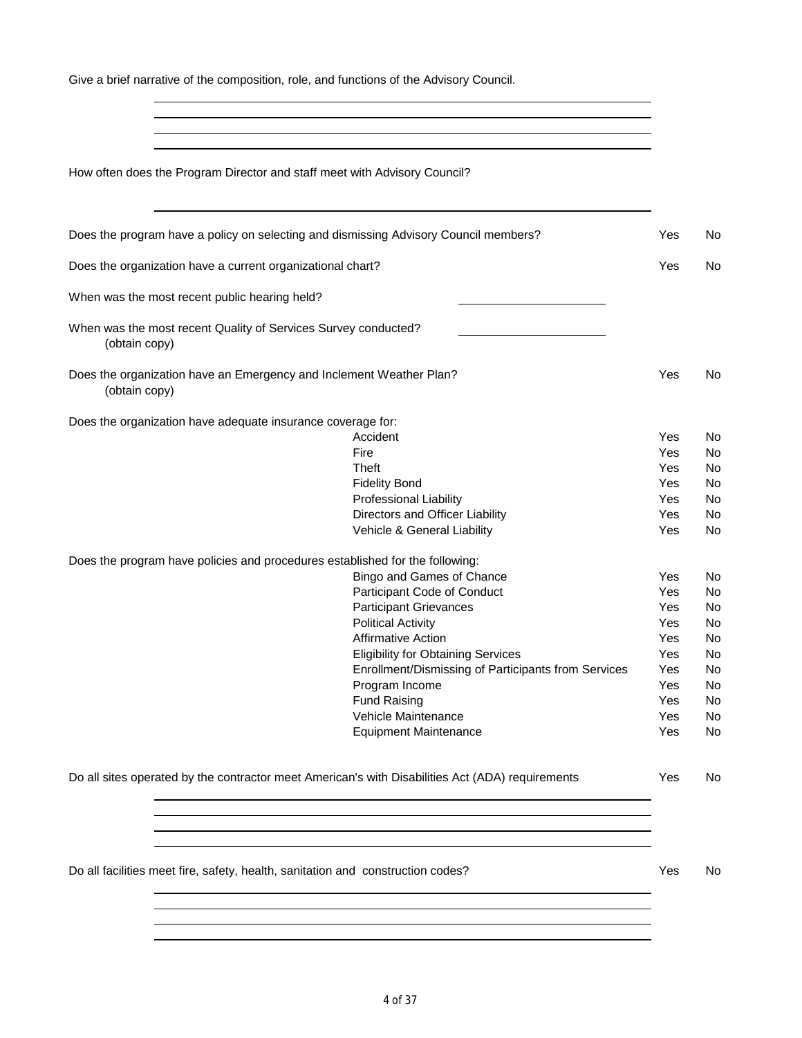Give a brief narrative of the composition, role, and functions of the Advisory Council.

\_\_\_\_\_\_\_\_\_\_\_\_\_\_\_\_\_\_\_\_\_\_\_\_\_\_\_\_\_\_\_\_\_\_\_\_\_\_\_\_\_\_\_\_\_\_\_\_

\_\_\_\_\_\_\_\_\_\_\_\_\_\_\_\_\_\_\_\_\_\_\_\_\_\_\_\_\_\_\_\_\_\_\_\_\_\_\_\_\_\_\_\_\_\_\_\_

\_\_\_\_\_\_\_\_\_\_\_\_\_\_\_\_\_\_\_\_\_\_\_\_\_\_\_\_\_\_\_\_\_\_\_\_\_\_\_\_\_\_\_\_\_\_\_\_

\_\_\_\_\_\_\_\_\_\_\_\_\_\_\_\_\_\_\_\_\_\_\_\_\_\_\_\_\_\_\_\_\_\_\_\_\_\_\_\_\_\_\_\_\_\_\_\_

How often does the Program Director and staff meet with Advisory Council?

\_\_\_\_\_\_\_\_\_\_\_\_\_\_\_\_\_\_\_\_\_\_\_\_\_\_\_\_\_\_\_\_\_\_\_\_\_\_\_\_\_\_\_\_\_\_\_\_

| | | | |
|---|---|---|---|
| Does the program have a policy on selecting and dismissing Advisory Council members? | | Yes | No |
| Does the organization have a current organizational chart? | | Yes | No |
| When was the most recent public hearing held? | \_\_\_\_\_\_\_\_\_\_\_\_\_\_\_\_ | | |
| When was the most recent Quality of Services Survey conducted? (obtain copy) | \_\_\_\_\_\_\_\_\_\_\_\_\_\_\_\_ | | |
| Does the organization have an Emergency and Inclement Weather Plan? (obtain copy) | | Yes | No |
| Does the organization have adequate insurance coverage for: | | | |
| | Accident | Yes | No |
| | Fire | Yes | No |
| | Theft | Yes | No |
| | Fidelity Bond | Yes | No |
| | Professional Liability | Yes | No |
| | Directors and Officer Liability | Yes | No |
| | Vehicle & General Liability | Yes | No |
| Does the program have policies and procedures established for the following: | | | |
| | Bingo and Games of Chance | Yes | No |
| | Participant Code of Conduct | Yes | No |
| | Participant Grievances | Yes | No |
| | Political Activity | Yes | No |
| | Affirmative Action | Yes | No |
| | Eligibility for Obtaining Services | Yes | No |
| | Enrollment/Dismissing of Participants from Services | Yes | No |
| | Program Income | Yes | No |
| | Fund Raising | Yes | No |
| | Vehicle Maintenance | Yes | No |
| | Equipment Maintenance | Yes | No |
| Do all sites operated by the contractor meet American's with Disabilities Act (ADA) requirements | | Yes | No |

\_\_\_\_\_\_\_\_\_\_\_\_\_\_\_\_\_\_\_\_\_\_\_\_\_\_\_\_\_\_\_\_\_\_\_\_\_\_\_\_\_\_\_\_\_\_\_\_

\_\_\_\_\_\_\_\_\_\_\_\_\_\_\_\_\_\_\_\_\_\_\_\_\_\_\_\_\_\_\_\_\_\_\_\_\_\_\_\_\_\_\_\_\_\_\_\_

\_\_\_\_\_\_\_\_\_\_\_\_\_\_\_\_\_\_\_\_\_\_\_\_\_\_\_\_\_\_\_\_\_\_\_\_\_\_\_\_\_\_\_\_\_\_\_\_

\_\_\_\_\_\_\_\_\_\_\_\_\_\_\_\_\_\_\_\_\_\_\_\_\_\_\_\_\_\_\_\_\_\_\_\_\_\_\_\_\_\_\_\_\_\_\_\_

| | | |
|---|---|---|
| Do all facilities meet fire, safety, health, sanitation and construction codes? | Yes | No |

\_\_\_\_\_\_\_\_\_\_\_\_\_\_\_\_\_\_\_\_\_\_\_\_\_\_\_\_\_\_\_\_\_\_\_\_\_\_\_\_\_\_\_\_\_\_\_\_

\_\_\_\_\_\_\_\_\_\_\_\_\_\_\_\_\_\_\_\_\_\_\_\_\_\_\_\_\_\_\_\_\_\_\_\_\_\_\_\_\_\_\_\_\_\_\_\_

\_\_\_\_\_\_\_\_\_\_\_\_\_\_\_\_\_\_\_\_\_\_\_\_\_\_\_\_\_\_\_\_\_\_\_\_\_\_\_\_\_\_\_\_\_\_\_\_

\_\_\_\_\_\_\_\_\_\_\_\_\_\_\_\_\_\_\_\_\_\_\_\_\_\_\_\_\_\_\_\_\_\_\_\_\_\_\_\_\_\_\_\_\_\_\_\_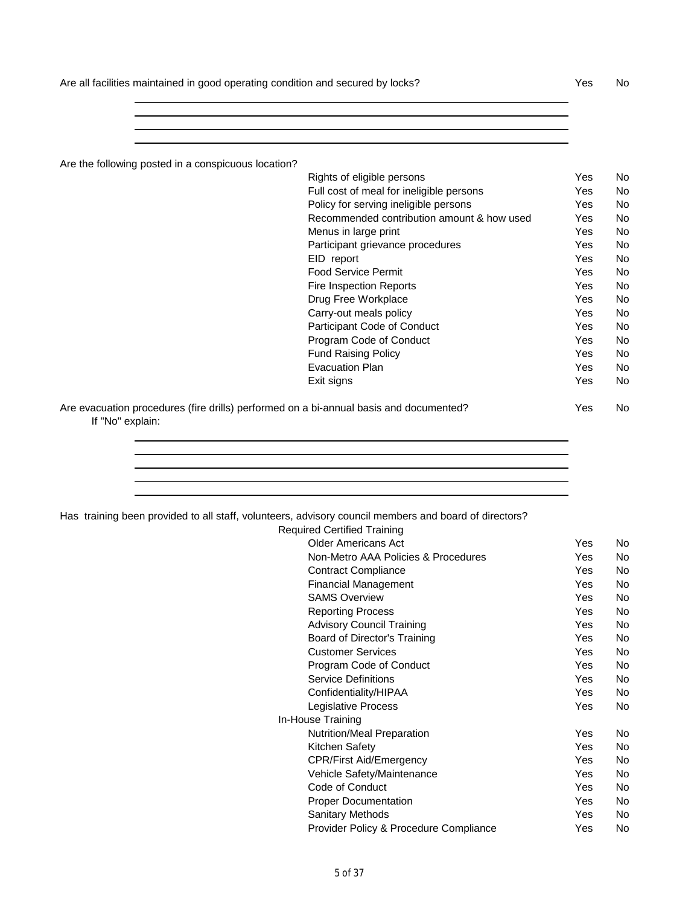Are all facilities maintained in good operating condition and secured by locks? Yes No

\_\_\_\_\_\_\_\_\_\_\_\_\_\_\_\_\_\_\_\_\_\_\_\_\_\_\_\_\_\_\_\_\_\_\_\_\_\_\_\_\_\_\_\_\_\_\_\_\_\_\_\_\_\_\_\_\_\_\_\_\_\_\_\_

\_\_\_\_\_\_\_\_\_\_\_\_\_\_\_\_\_\_\_\_\_\_\_\_\_\_\_\_\_\_\_\_\_\_\_\_\_\_\_\_\_\_\_\_\_\_\_\_\_\_\_\_\_\_\_\_\_\_\_\_\_\_\_\_

\_\_\_\_\_\_\_\_\_\_\_\_\_\_\_\_\_\_\_\_\_\_\_\_\_\_\_\_\_\_\_\_\_\_\_\_\_\_\_\_\_\_\_\_\_\_\_\_\_\_\_\_\_\_\_\_\_\_\_\_\_\_\_\_

\_\_\_\_\_\_\_\_\_\_\_\_\_\_\_\_\_\_\_\_\_\_\_\_\_\_\_\_\_\_\_\_\_\_\_\_\_\_\_\_\_\_\_\_\_\_\_\_\_\_\_\_\_\_\_\_\_\_\_\_\_\_\_\_

Are the following posted in a conspicuous location?

| Item | | |
|---|---|---|
| Rights of eligible persons | Yes | No |
| Full cost of meal for ineligible persons | Yes | No |
| Policy for serving ineligible persons | Yes | No |
| Recommended contribution amount & how used | Yes | No |
| Menus in large print | Yes | No |
| Participant grievance procedures | Yes | No |
| EID report | Yes | No |
| Food Service Permit | Yes | No |
| Fire Inspection Reports | Yes | No |
| Drug Free Workplace | Yes | No |
| Carry-out meals policy | Yes | No |
| Participant Code of Conduct | Yes | No |
| Program Code of Conduct | Yes | No |
| Fund Raising Policy | Yes | No |
| Evacuation Plan | Yes | No |
| Exit signs | Yes | No |

Are evacuation procedures (fire drills) performed on a bi-annual basis and documented? Yes No

If "No" explain:

\_\_\_\_\_\_\_\_\_\_\_\_\_\_\_\_\_\_\_\_\_\_\_\_\_\_\_\_\_\_\_\_\_\_\_\_\_\_\_\_\_\_\_\_\_\_\_\_\_\_\_\_\_\_\_\_\_\_\_\_\_\_\_\_

\_\_\_\_\_\_\_\_\_\_\_\_\_\_\_\_\_\_\_\_\_\_\_\_\_\_\_\_\_\_\_\_\_\_\_\_\_\_\_\_\_\_\_\_\_\_\_\_\_\_\_\_\_\_\_\_\_\_\_\_\_\_\_\_

\_\_\_\_\_\_\_\_\_\_\_\_\_\_\_\_\_\_\_\_\_\_\_\_\_\_\_\_\_\_\_\_\_\_\_\_\_\_\_\_\_\_\_\_\_\_\_\_\_\_\_\_\_\_\_\_\_\_\_\_\_\_\_\_

\_\_\_\_\_\_\_\_\_\_\_\_\_\_\_\_\_\_\_\_\_\_\_\_\_\_\_\_\_\_\_\_\_\_\_\_\_\_\_\_\_\_\_\_\_\_\_\_\_\_\_\_\_\_\_\_\_\_\_\_\_\_\_\_

\_\_\_\_\_\_\_\_\_\_\_\_\_\_\_\_\_\_\_\_\_\_\_\_\_\_\_\_\_\_\_\_\_\_\_\_\_\_\_\_\_\_\_\_\_\_\_\_\_\_\_\_\_\_\_\_\_\_\_\_\_\_\_\_

Has training been provided to all staff, volunteers, advisory council members and board of directors?

| Training | | |
|---|---|---|
| **Required Certified Training** | | |
| Older Americans Act | Yes | No |
| Non-Metro AAA Policies & Procedures | Yes | No |
| Contract Compliance | Yes | No |
| Financial Management | Yes | No |
| SAMS Overview | Yes | No |
| Reporting Process | Yes | No |
| Advisory Council Training | Yes | No |
| Board of Director's Training | Yes | No |
| Customer Services | Yes | No |
| Program Code of Conduct | Yes | No |
| Service Definitions | Yes | No |
| Confidentiality/HIPAA | Yes | No |
| Legislative Process | Yes | No |
| **In-House Training** | | |
| Nutrition/Meal Preparation | Yes | No |
| Kitchen Safety | Yes | No |
| CPR/First Aid/Emergency | Yes | No |
| Vehicle Safety/Maintenance | Yes | No |
| Code of Conduct | Yes | No |
| Proper Documentation | Yes | No |
| Sanitary Methods | Yes | No |
| Provider Policy & Procedure Compliance | Yes | No |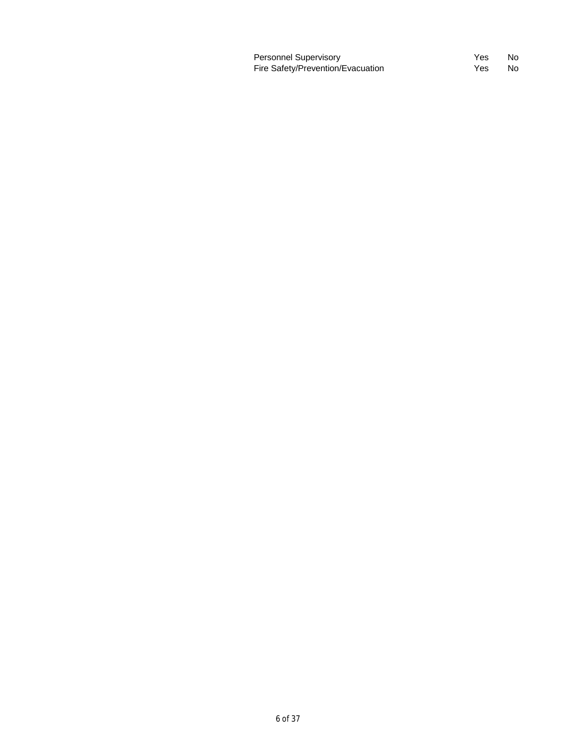| | | |
|---|---|---|
| Personnel Supervisory | Yes | No |
| Fire Safety/Prevention/Evacuation | Yes | No |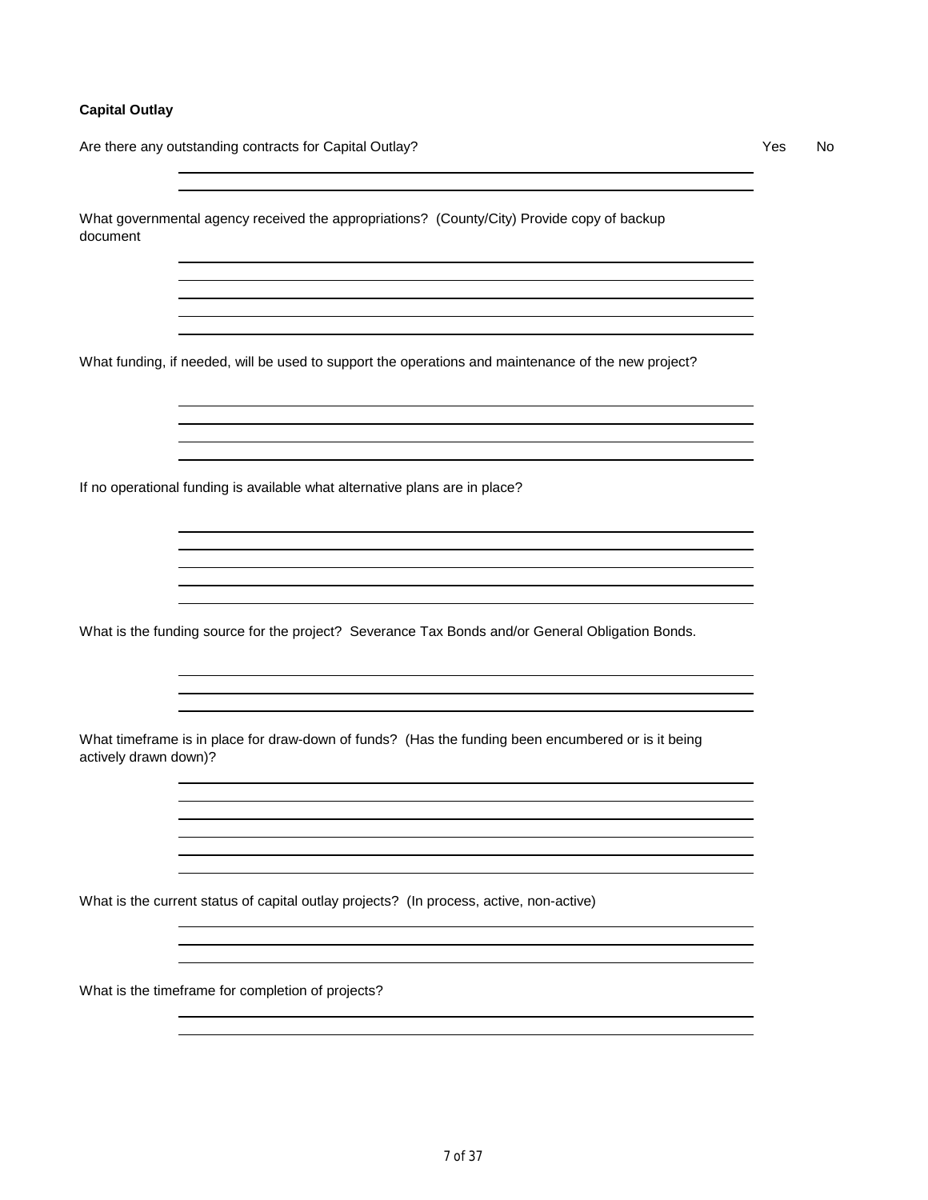**Capital Outlay**

Are there any outstanding contracts for Capital Outlay? Yes No

What governmental agency received the appropriations? (County/City) Provide copy of backup document

What funding, if needed, will be used to support the operations and maintenance of the new project?

If no operational funding is available what alternative plans are in place?

What is the funding source for the project? Severance Tax Bonds and/or General Obligation Bonds.

What timeframe is in place for draw-down of funds? (Has the funding been encumbered or is it being actively drawn down)?

What is the current status of capital outlay projects? (In process, active, non-active)

What is the timeframe for completion of projects?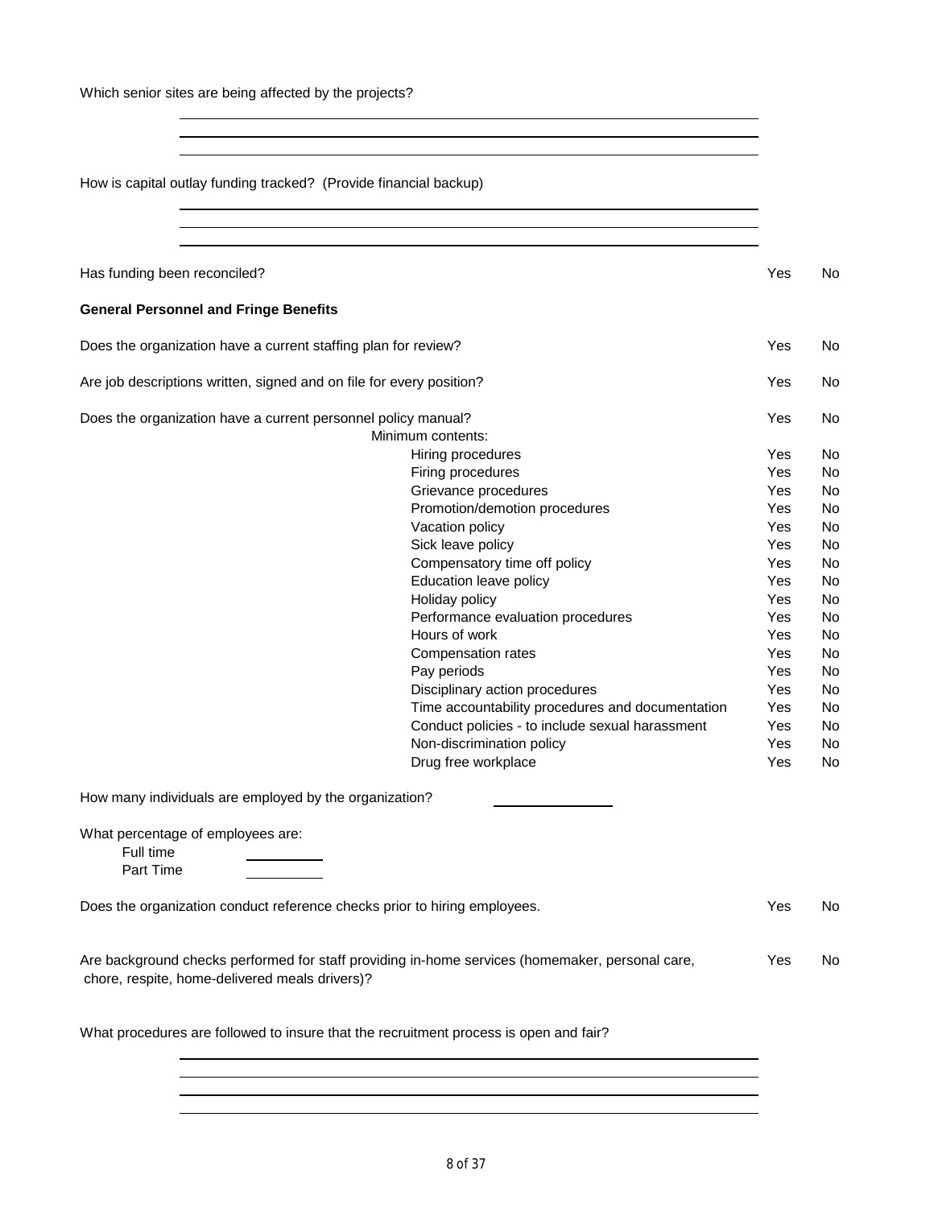Which senior sites are being affected by the projects?

\_\_\_\_\_\_\_\_\_\_\_\_\_\_\_\_\_\_\_\_\_\_\_\_\_\_\_\_\_\_\_\_\_\_\_\_\_\_\_\_

\_\_\_\_\_\_\_\_\_\_\_\_\_\_\_\_\_\_\_\_\_\_\_\_\_\_\_\_\_\_\_\_\_\_\_\_\_\_\_\_

\_\_\_\_\_\_\_\_\_\_\_\_\_\_\_\_\_\_\_\_\_\_\_\_\_\_\_\_\_\_\_\_\_\_\_\_\_\_\_\_

How is capital outlay funding tracked? (Provide financial backup)

\_\_\_\_\_\_\_\_\_\_\_\_\_\_\_\_\_\_\_\_\_\_\_\_\_\_\_\_\_\_\_\_\_\_\_\_\_\_\_\_

\_\_\_\_\_\_\_\_\_\_\_\_\_\_\_\_\_\_\_\_\_\_\_\_\_\_\_\_\_\_\_\_\_\_\_\_\_\_\_\_

\_\_\_\_\_\_\_\_\_\_\_\_\_\_\_\_\_\_\_\_\_\_\_\_\_\_\_\_\_\_\_\_\_\_\_\_\_\_\_\_

Has funding been reconciled? Yes No

**General Personnel and Fringe Benefits**

Does the organization have a current staffing plan for review? Yes No

Are job descriptions written, signed and on file for every position? Yes No

Does the organization have a current personnel policy manual? Yes No

Minimum contents:

| | | |
|---|---|---|
| Hiring procedures | Yes | No |
| Firing procedures | Yes | No |
| Grievance procedures | Yes | No |
| Promotion/demotion procedures | Yes | No |
| Vacation policy | Yes | No |
| Sick leave policy | Yes | No |
| Compensatory time off policy | Yes | No |
| Education leave policy | Yes | No |
| Holiday policy | Yes | No |
| Performance evaluation procedures | Yes | No |
| Hours of work | Yes | No |
| Compensation rates | Yes | No |
| Pay periods | Yes | No |
| Disciplinary action procedures | Yes | No |
| Time accountability procedures and documentation | Yes | No |
| Conduct policies - to include sexual harassment | Yes | No |
| Non-discrimination policy | Yes | No |
| Drug free workplace | Yes | No |

How many individuals are employed by the organization? \_\_\_\_\_\_\_\_\_\_

What percentage of employees are:

Full time \_\_\_\_\_\_\_\_

Part Time \_\_\_\_\_\_\_\_

Does the organization conduct reference checks prior to hiring employees. Yes No

Are background checks performed for staff providing in-home services (homemaker, personal care, chore, respite, home-delivered meals drivers)? Yes No

What procedures are followed to insure that the recruitment process is open and fair?

\_\_\_\_\_\_\_\_\_\_\_\_\_\_\_\_\_\_\_\_\_\_\_\_\_\_\_\_\_\_\_\_\_\_\_\_\_\_\_\_

\_\_\_\_\_\_\_\_\_\_\_\_\_\_\_\_\_\_\_\_\_\_\_\_\_\_\_\_\_\_\_\_\_\_\_\_\_\_\_\_

\_\_\_\_\_\_\_\_\_\_\_\_\_\_\_\_\_\_\_\_\_\_\_\_\_\_\_\_\_\_\_\_\_\_\_\_\_\_\_\_

\_\_\_\_\_\_\_\_\_\_\_\_\_\_\_\_\_\_\_\_\_\_\_\_\_\_\_\_\_\_\_\_\_\_\_\_\_\_\_\_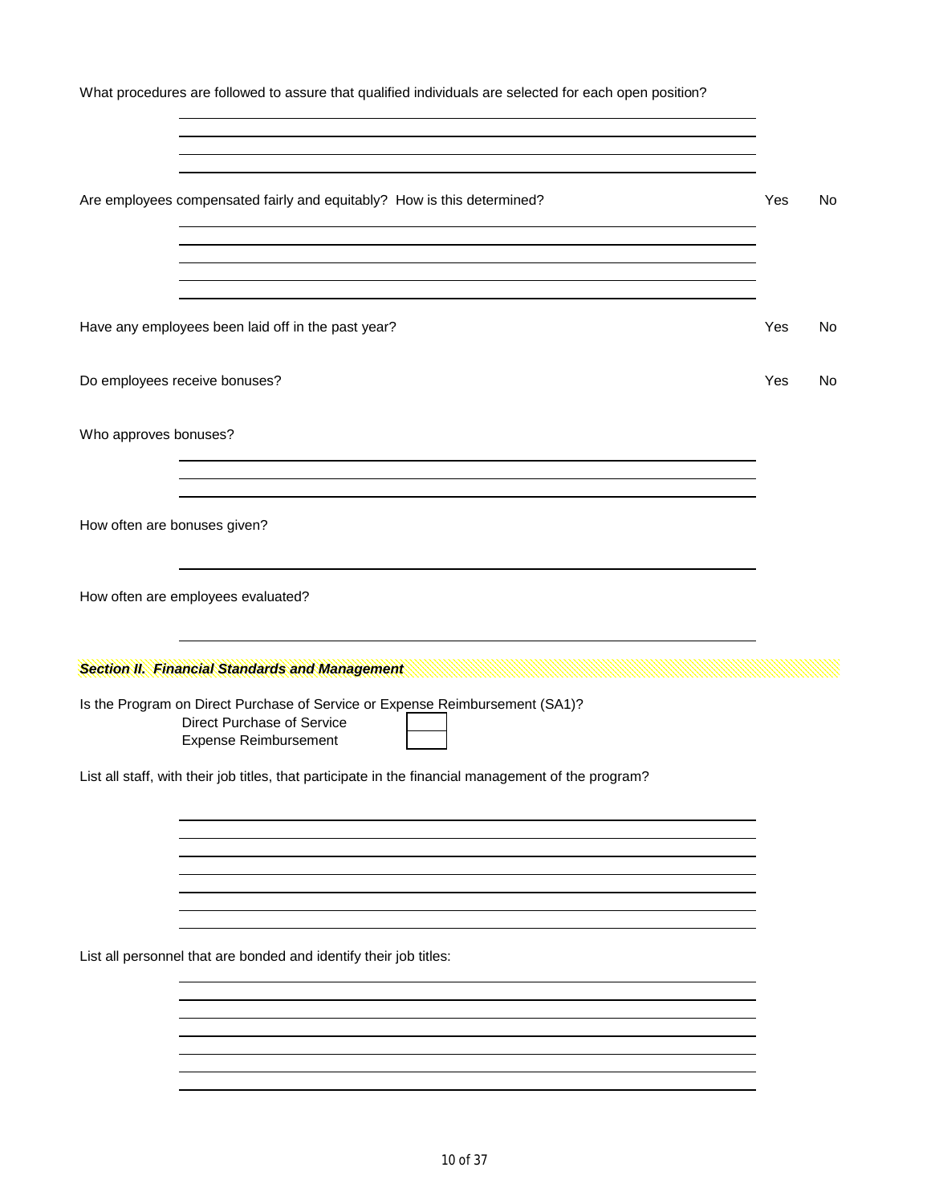What procedures are followed to assure that qualified individuals are selected for each open position?

______________________________________________

______________________________________________

______________________________________________

______________________________________________

Are employees compensated fairly and equitably? How is this determined? Yes No

______________________________________________

______________________________________________

______________________________________________

______________________________________________

______________________________________________

Have any employees been laid off in the past year? Yes No

Do employees receive bonuses? Yes No

Who approves bonuses?

______________________________________________

______________________________________________

______________________________________________

How often are bonuses given?

______________________________________________

How often are employees evaluated?

______________________________________________

## ***Section II. Financial Standards and Management***

Is the Program on Direct Purchase of Service or Expense Reimbursement (SA1)?

| | |
|---|---|
| Direct Purchase of Service | |
| Expense Reimbursement | |

List all staff, with their job titles, that participate in the financial management of the program?

______________________________________________

______________________________________________

______________________________________________

______________________________________________

______________________________________________

______________________________________________

______________________________________________

List all personnel that are bonded and identify their job titles:

______________________________________________

______________________________________________

______________________________________________

______________________________________________

______________________________________________

______________________________________________

______________________________________________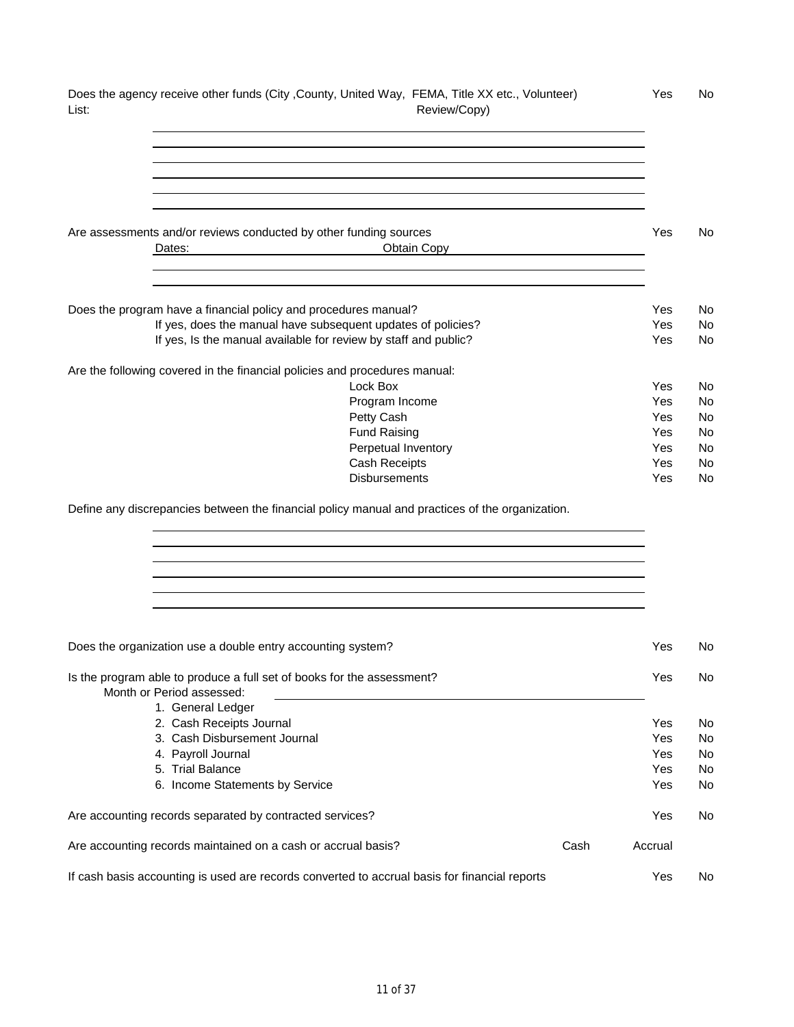| | | |
|---|---|---|
| Does the agency receive other funds (City ,County, United Way, FEMA, Title XX etc., Volunteer) | Yes | No |
| List: Review/Copy) | | |
| _______________________________________________ | | |
| _______________________________________________ | | |
| _______________________________________________ | | |
| _______________________________________________ | | |
| _______________________________________________ | | |
| _______________________________________________ | | |

| | | |
|---|---|---|
| Are assessments and/or reviews conducted by other funding sources | Yes | No |
| Dates: Obtain Copy | | |
| _______________________________________________ | | |
| _______________________________________________ | | |

| | | |
|---|---|---|
| Does the program have a financial policy and procedures manual? | Yes | No |
| If yes, does the manual have subsequent updates of policies? | Yes | No |
| If yes, Is the manual available for review by staff and public? | Yes | No |

Are the following covered in the financial policies and procedures manual:

| | | |
|---|---|---|
| Lock Box | Yes | No |
| Program Income | Yes | No |
| Petty Cash | Yes | No |
| Fund Raising | Yes | No |
| Perpetual Inventory | Yes | No |
| Cash Receipts | Yes | No |
| Disbursements | Yes | No |

Define any discrepancies between the financial policy manual and practices of the organization.

_______________________________________________

_______________________________________________

_______________________________________________

_______________________________________________

_______________________________________________

_______________________________________________

| | | |
|---|---|---|
| Does the organization use a double entry accounting system? | Yes | No |
| Is the program able to produce a full set of books for the assessment? | Yes | No |
| Month or Period assessed: ______________________ | | |
| 1. General Ledger | | |
| 2. Cash Receipts Journal | Yes | No |
| 3. Cash Disbursement Journal | Yes | No |
| 4. Payroll Journal | Yes | No |
| 5. Trial Balance | Yes | No |
| 6. Income Statements by Service | Yes | No |
| Are accounting records separated by contracted services? | Yes | No |
| Are accounting records maintained on a cash or accrual basis? | Cash | Accrual |
| If cash basis accounting is used are records converted to accrual basis for financial reports | Yes | No |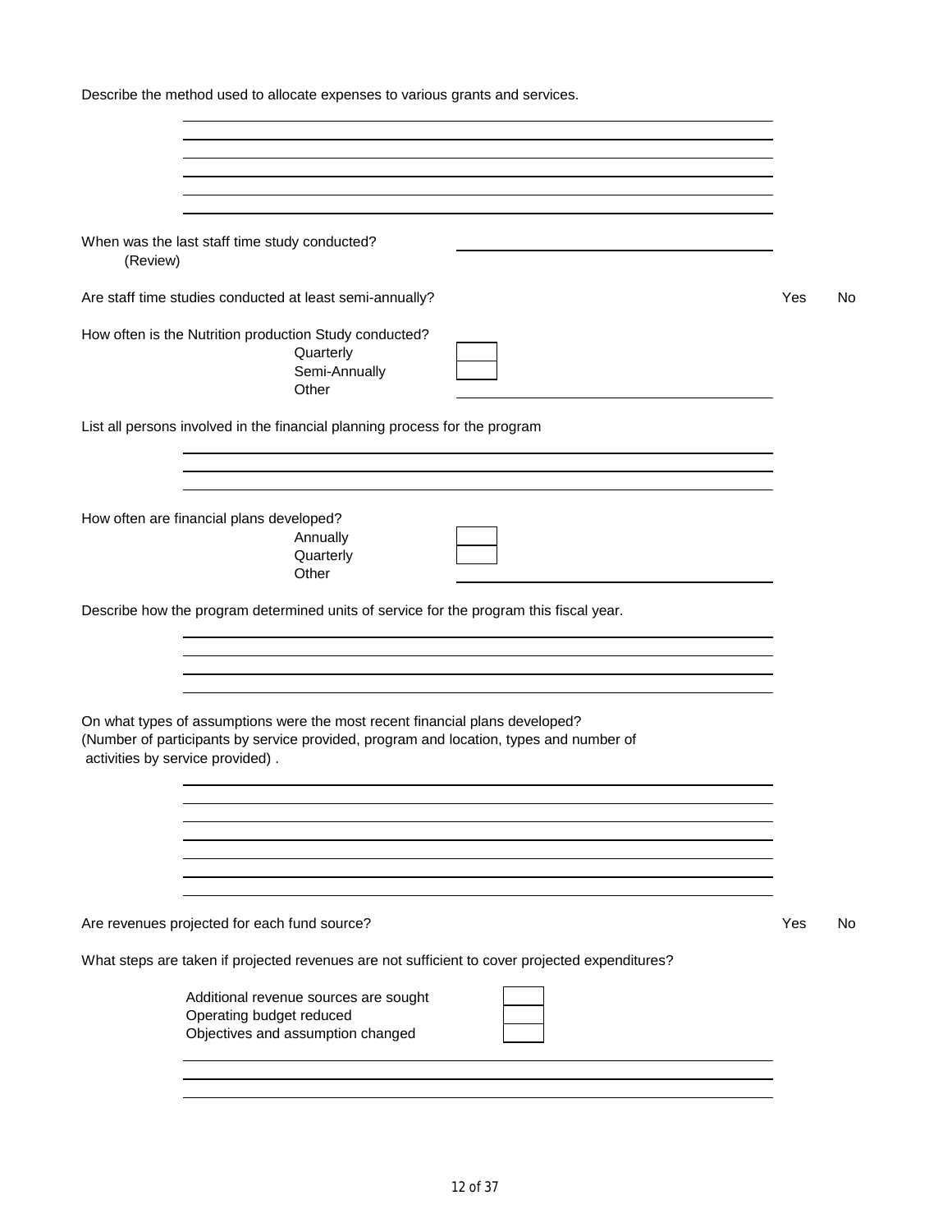Describe the method used to allocate expenses to various grants and services.

When was the last staff time study conducted?
(Review)

Are staff time studies conducted at least semi-annually? Yes No

How often is the Nutrition production Study conducted?

- Quarterly
- Semi-Annually
- Other

List all persons involved in the financial planning process for the program

How often are financial plans developed?

- Annually
- Quarterly
- Other

Describe how the program determined units of service for the program this fiscal year.

On what types of assumptions were the most recent financial plans developed?
(Number of participants by service provided, program and location, types and number of activities by service provided) .

Are revenues projected for each fund source? Yes No

What steps are taken if projected revenues are not sufficient to cover projected expenditures?

- Additional revenue sources are sought
- Operating budget reduced
- Objectives and assumption changed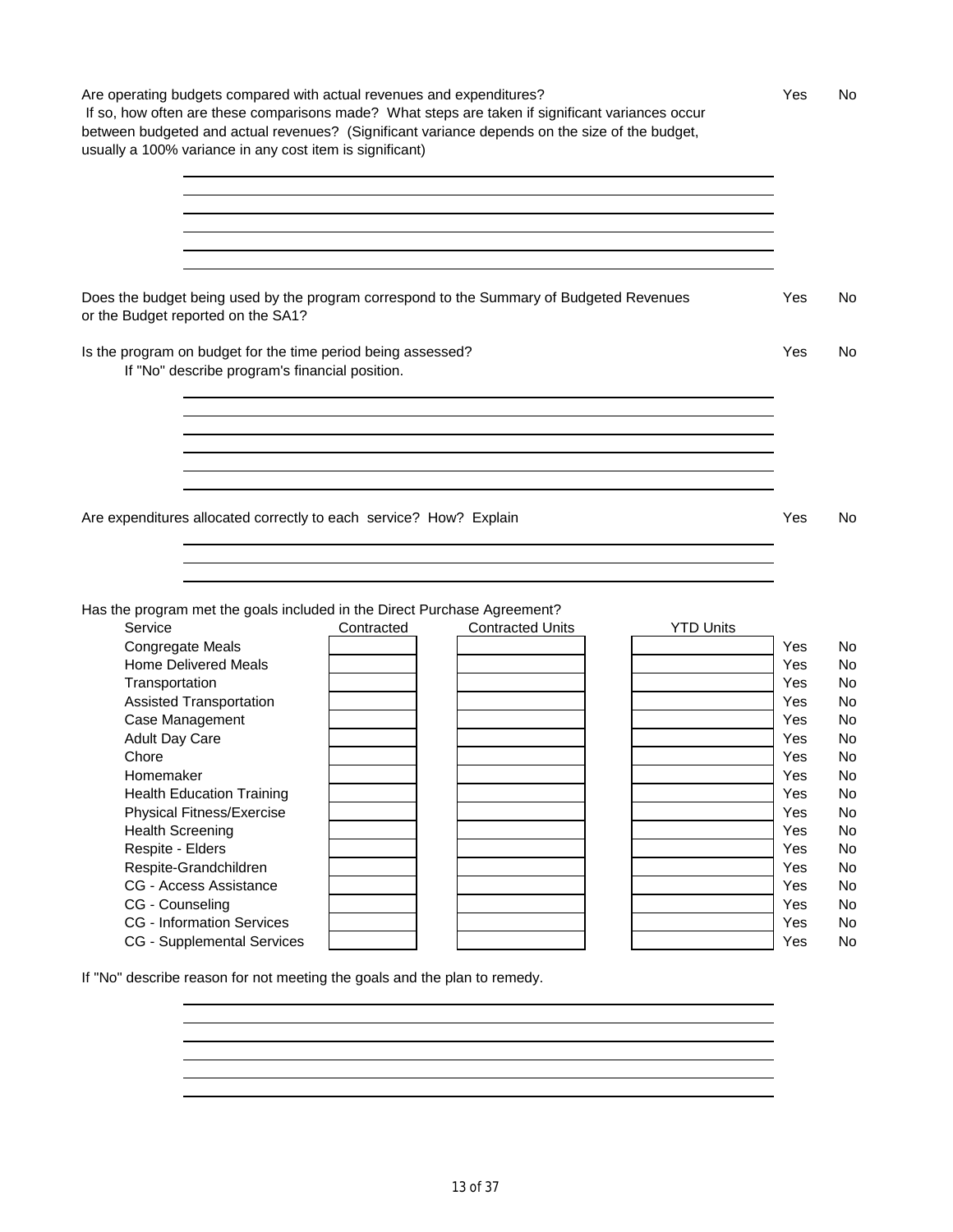Are operating budgets compared with actual revenues and expenditures? Yes No

If so, how often are these comparisons made? What steps are taken if significant variances occur between budgeted and actual revenues? (Significant variance depends on the size of the budget, usually a 100% variance in any cost item is significant)

\_\_\_\_\_\_\_\_\_\_\_\_\_\_\_\_\_\_\_\_\_\_\_\_\_\_\_\_\_\_\_\_\_\_\_\_\_\_\_\_\_\_\_\_\_\_\_\_\_\_\_\_\_\_\_\_\_\_\_\_

\_\_\_\_\_\_\_\_\_\_\_\_\_\_\_\_\_\_\_\_\_\_\_\_\_\_\_\_\_\_\_\_\_\_\_\_\_\_\_\_\_\_\_\_\_\_\_\_\_\_\_\_\_\_\_\_\_\_\_\_

\_\_\_\_\_\_\_\_\_\_\_\_\_\_\_\_\_\_\_\_\_\_\_\_\_\_\_\_\_\_\_\_\_\_\_\_\_\_\_\_\_\_\_\_\_\_\_\_\_\_\_\_\_\_\_\_\_\_\_\_

\_\_\_\_\_\_\_\_\_\_\_\_\_\_\_\_\_\_\_\_\_\_\_\_\_\_\_\_\_\_\_\_\_\_\_\_\_\_\_\_\_\_\_\_\_\_\_\_\_\_\_\_\_\_\_\_\_\_\_\_

\_\_\_\_\_\_\_\_\_\_\_\_\_\_\_\_\_\_\_\_\_\_\_\_\_\_\_\_\_\_\_\_\_\_\_\_\_\_\_\_\_\_\_\_\_\_\_\_\_\_\_\_\_\_\_\_\_\_\_\_

\_\_\_\_\_\_\_\_\_\_\_\_\_\_\_\_\_\_\_\_\_\_\_\_\_\_\_\_\_\_\_\_\_\_\_\_\_\_\_\_\_\_\_\_\_\_\_\_\_\_\_\_\_\_\_\_\_\_\_\_

Does the budget being used by the program correspond to the Summary of Budgeted Revenues or the Budget reported on the SA1? Yes No

Is the program on budget for the time period being assessed? Yes No

If "No" describe program's financial position.

\_\_\_\_\_\_\_\_\_\_\_\_\_\_\_\_\_\_\_\_\_\_\_\_\_\_\_\_\_\_\_\_\_\_\_\_\_\_\_\_\_\_\_\_\_\_\_\_\_\_\_\_\_\_\_\_\_\_\_\_

\_\_\_\_\_\_\_\_\_\_\_\_\_\_\_\_\_\_\_\_\_\_\_\_\_\_\_\_\_\_\_\_\_\_\_\_\_\_\_\_\_\_\_\_\_\_\_\_\_\_\_\_\_\_\_\_\_\_\_\_

\_\_\_\_\_\_\_\_\_\_\_\_\_\_\_\_\_\_\_\_\_\_\_\_\_\_\_\_\_\_\_\_\_\_\_\_\_\_\_\_\_\_\_\_\_\_\_\_\_\_\_\_\_\_\_\_\_\_\_\_

\_\_\_\_\_\_\_\_\_\_\_\_\_\_\_\_\_\_\_\_\_\_\_\_\_\_\_\_\_\_\_\_\_\_\_\_\_\_\_\_\_\_\_\_\_\_\_\_\_\_\_\_\_\_\_\_\_\_\_\_

\_\_\_\_\_\_\_\_\_\_\_\_\_\_\_\_\_\_\_\_\_\_\_\_\_\_\_\_\_\_\_\_\_\_\_\_\_\_\_\_\_\_\_\_\_\_\_\_\_\_\_\_\_\_\_\_\_\_\_\_

\_\_\_\_\_\_\_\_\_\_\_\_\_\_\_\_\_\_\_\_\_\_\_\_\_\_\_\_\_\_\_\_\_\_\_\_\_\_\_\_\_\_\_\_\_\_\_\_\_\_\_\_\_\_\_\_\_\_\_\_

Are expenditures allocated correctly to each service? How? Explain Yes No

\_\_\_\_\_\_\_\_\_\_\_\_\_\_\_\_\_\_\_\_\_\_\_\_\_\_\_\_\_\_\_\_\_\_\_\_\_\_\_\_\_\_\_\_\_\_\_\_\_\_\_\_\_\_\_\_\_\_\_\_

\_\_\_\_\_\_\_\_\_\_\_\_\_\_\_\_\_\_\_\_\_\_\_\_\_\_\_\_\_\_\_\_\_\_\_\_\_\_\_\_\_\_\_\_\_\_\_\_\_\_\_\_\_\_\_\_\_\_\_\_

\_\_\_\_\_\_\_\_\_\_\_\_\_\_\_\_\_\_\_\_\_\_\_\_\_\_\_\_\_\_\_\_\_\_\_\_\_\_\_\_\_\_\_\_\_\_\_\_\_\_\_\_\_\_\_\_\_\_\_\_

Has the program met the goals included in the Direct Purchase Agreement?

| Service | Contracted | Contracted Units | YTD Units | | |
|---|---|---|---|---|---|
| Congregate Meals | | | | Yes | No |
| Home Delivered Meals | | | | Yes | No |
| Transportation | | | | Yes | No |
| Assisted Transportation | | | | Yes | No |
| Case Management | | | | Yes | No |
| Adult Day Care | | | | Yes | No |
| Chore | | | | Yes | No |
| Homemaker | | | | Yes | No |
| Health Education Training | | | | Yes | No |
| Physical Fitness/Exercise | | | | Yes | No |
| Health Screening | | | | Yes | No |
| Respite - Elders | | | | Yes | No |
| Respite-Grandchildren | | | | Yes | No |
| CG - Access Assistance | | | | Yes | No |
| CG - Counseling | | | | Yes | No |
| CG - Information Services | | | | Yes | No |
| CG - Supplemental Services | | | | Yes | No |

If "No" describe reason for not meeting the goals and the plan to remedy.

\_\_\_\_\_\_\_\_\_\_\_\_\_\_\_\_\_\_\_\_\_\_\_\_\_\_\_\_\_\_\_\_\_\_\_\_\_\_\_\_\_\_\_\_\_\_\_\_\_\_\_\_\_\_\_\_\_\_\_\_

\_\_\_\_\_\_\_\_\_\_\_\_\_\_\_\_\_\_\_\_\_\_\_\_\_\_\_\_\_\_\_\_\_\_\_\_\_\_\_\_\_\_\_\_\_\_\_\_\_\_\_\_\_\_\_\_\_\_\_\_

\_\_\_\_\_\_\_\_\_\_\_\_\_\_\_\_\_\_\_\_\_\_\_\_\_\_\_\_\_\_\_\_\_\_\_\_\_\_\_\_\_\_\_\_\_\_\_\_\_\_\_\_\_\_\_\_\_\_\_\_

\_\_\_\_\_\_\_\_\_\_\_\_\_\_\_\_\_\_\_\_\_\_\_\_\_\_\_\_\_\_\_\_\_\_\_\_\_\_\_\_\_\_\_\_\_\_\_\_\_\_\_\_\_\_\_\_\_\_\_\_

\_\_\_\_\_\_\_\_\_\_\_\_\_\_\_\_\_\_\_\_\_\_\_\_\_\_\_\_\_\_\_\_\_\_\_\_\_\_\_\_\_\_\_\_\_\_\_\_\_\_\_\_\_\_\_\_\_\_\_\_

\_\_\_\_\_\_\_\_\_\_\_\_\_\_\_\_\_\_\_\_\_\_\_\_\_\_\_\_\_\_\_\_\_\_\_\_\_\_\_\_\_\_\_\_\_\_\_\_\_\_\_\_\_\_\_\_\_\_\_\_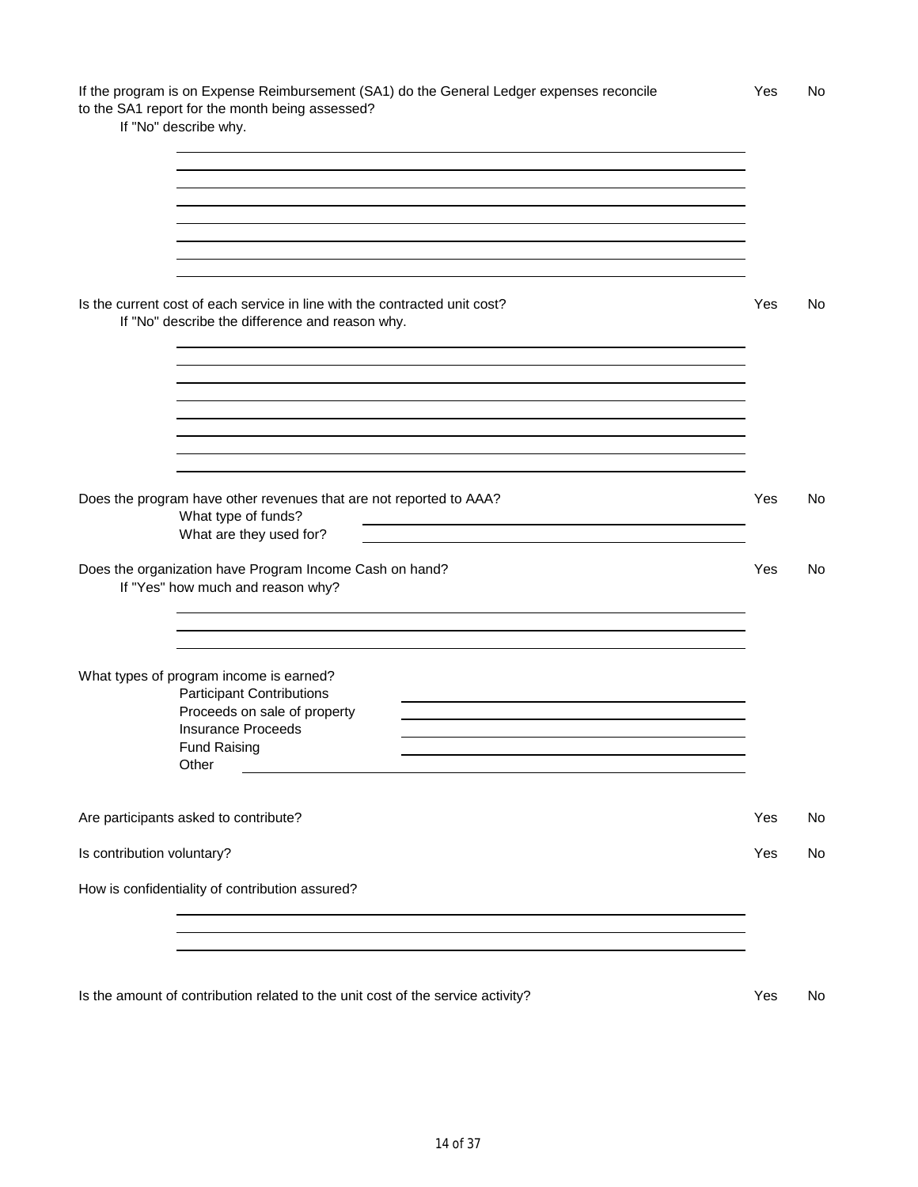If the program is on Expense Reimbursement (SA1) do the General Ledger expenses reconcile to the SA1 report for the month being assessed? Yes No

If "No" describe why.

_______________________________________________

_______________________________________________

_______________________________________________

_______________________________________________

_______________________________________________

_______________________________________________

_______________________________________________

_______________________________________________

Is the current cost of each service in line with the contracted unit cost? Yes No

If "No" describe the difference and reason why.

_______________________________________________

_______________________________________________

_______________________________________________

_______________________________________________

_______________________________________________

_______________________________________________

_______________________________________________

_______________________________________________

Does the program have other revenues that are not reported to AAA? Yes No

What type of funds? _______________________

What are they used for? _______________________

Does the organization have Program Income Cash on hand? Yes No

If "Yes" how much and reason why?

_______________________________________________

_______________________________________________

_______________________________________________

What types of program income is earned?

- Participant Contributions _______________________
- Proceeds on sale of property _______________________
- Insurance Proceeds _______________________
- Fund Raising _______________________
- Other _______________________

Are participants asked to contribute? Yes No

Is contribution voluntary? Yes No

How is confidentiality of contribution assured?

_______________________________________________

_______________________________________________

_______________________________________________

Is the amount of contribution related to the unit cost of the service activity? Yes No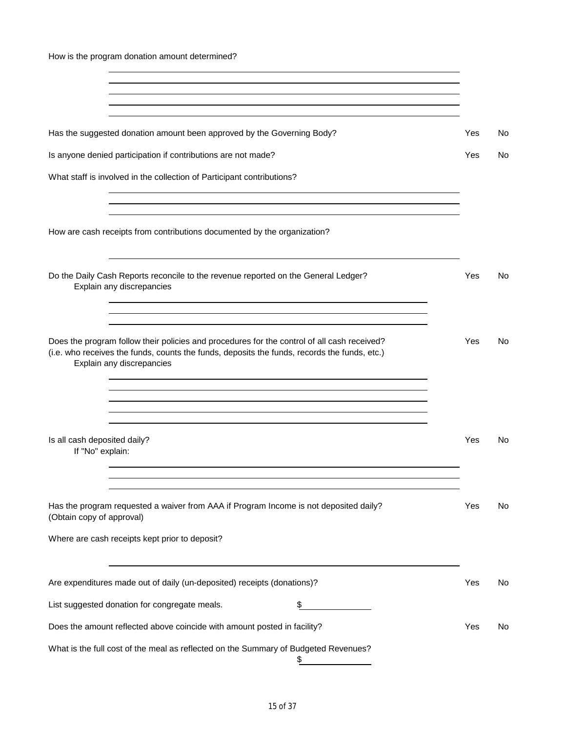How is the program donation amount determined?

\_\_\_\_\_\_\_\_\_\_\_\_\_\_\_\_\_\_\_\_\_\_\_\_\_\_\_\_\_\_\_\_\_\_\_\_\_\_\_\_\_\_\_\_\_\_\_\_\_\_\_\_\_\_\_\_\_\_\_\_

\_\_\_\_\_\_\_\_\_\_\_\_\_\_\_\_\_\_\_\_\_\_\_\_\_\_\_\_\_\_\_\_\_\_\_\_\_\_\_\_\_\_\_\_\_\_\_\_\_\_\_\_\_\_\_\_\_\_\_\_

\_\_\_\_\_\_\_\_\_\_\_\_\_\_\_\_\_\_\_\_\_\_\_\_\_\_\_\_\_\_\_\_\_\_\_\_\_\_\_\_\_\_\_\_\_\_\_\_\_\_\_\_\_\_\_\_\_\_\_\_

\_\_\_\_\_\_\_\_\_\_\_\_\_\_\_\_\_\_\_\_\_\_\_\_\_\_\_\_\_\_\_\_\_\_\_\_\_\_\_\_\_\_\_\_\_\_\_\_\_\_\_\_\_\_\_\_\_\_\_\_

\_\_\_\_\_\_\_\_\_\_\_\_\_\_\_\_\_\_\_\_\_\_\_\_\_\_\_\_\_\_\_\_\_\_\_\_\_\_\_\_\_\_\_\_\_\_\_\_\_\_\_\_\_\_\_\_\_\_\_\_

Has the suggested donation amount been approved by the Governing Body? Yes No

Is anyone denied participation if contributions are not made? Yes No

What staff is involved in the collection of Participant contributions?

\_\_\_\_\_\_\_\_\_\_\_\_\_\_\_\_\_\_\_\_\_\_\_\_\_\_\_\_\_\_\_\_\_\_\_\_\_\_\_\_\_\_\_\_\_\_\_\_\_\_\_\_\_\_\_\_\_\_\_\_

\_\_\_\_\_\_\_\_\_\_\_\_\_\_\_\_\_\_\_\_\_\_\_\_\_\_\_\_\_\_\_\_\_\_\_\_\_\_\_\_\_\_\_\_\_\_\_\_\_\_\_\_\_\_\_\_\_\_\_\_

\_\_\_\_\_\_\_\_\_\_\_\_\_\_\_\_\_\_\_\_\_\_\_\_\_\_\_\_\_\_\_\_\_\_\_\_\_\_\_\_\_\_\_\_\_\_\_\_\_\_\_\_\_\_\_\_\_\_\_\_

How are cash receipts from contributions documented by the organization?

\_\_\_\_\_\_\_\_\_\_\_\_\_\_\_\_\_\_\_\_\_\_\_\_\_\_\_\_\_\_\_\_\_\_\_\_\_\_\_\_\_\_\_\_\_\_\_\_\_\_\_\_\_\_\_\_\_\_\_\_

Do the Daily Cash Reports reconcile to the revenue reported on the General Ledger? Yes No
Explain any discrepancies

\_\_\_\_\_\_\_\_\_\_\_\_\_\_\_\_\_\_\_\_\_\_\_\_\_\_\_\_\_\_\_\_\_\_\_\_\_\_\_\_\_\_\_\_\_\_\_\_\_\_\_\_\_\_\_\_\_\_\_\_

\_\_\_\_\_\_\_\_\_\_\_\_\_\_\_\_\_\_\_\_\_\_\_\_\_\_\_\_\_\_\_\_\_\_\_\_\_\_\_\_\_\_\_\_\_\_\_\_\_\_\_\_\_\_\_\_\_\_\_\_

\_\_\_\_\_\_\_\_\_\_\_\_\_\_\_\_\_\_\_\_\_\_\_\_\_\_\_\_\_\_\_\_\_\_\_\_\_\_\_\_\_\_\_\_\_\_\_\_\_\_\_\_\_\_\_\_\_\_\_\_

Does the program follow their policies and procedures for the control of all cash received? Yes No
(i.e. who receives the funds, counts the funds, deposits the funds, records the funds, etc.)
Explain any discrepancies

\_\_\_\_\_\_\_\_\_\_\_\_\_\_\_\_\_\_\_\_\_\_\_\_\_\_\_\_\_\_\_\_\_\_\_\_\_\_\_\_\_\_\_\_\_\_\_\_\_\_\_\_\_\_\_\_\_\_\_\_

\_\_\_\_\_\_\_\_\_\_\_\_\_\_\_\_\_\_\_\_\_\_\_\_\_\_\_\_\_\_\_\_\_\_\_\_\_\_\_\_\_\_\_\_\_\_\_\_\_\_\_\_\_\_\_\_\_\_\_\_

\_\_\_\_\_\_\_\_\_\_\_\_\_\_\_\_\_\_\_\_\_\_\_\_\_\_\_\_\_\_\_\_\_\_\_\_\_\_\_\_\_\_\_\_\_\_\_\_\_\_\_\_\_\_\_\_\_\_\_\_

\_\_\_\_\_\_\_\_\_\_\_\_\_\_\_\_\_\_\_\_\_\_\_\_\_\_\_\_\_\_\_\_\_\_\_\_\_\_\_\_\_\_\_\_\_\_\_\_\_\_\_\_\_\_\_\_\_\_\_\_

\_\_\_\_\_\_\_\_\_\_\_\_\_\_\_\_\_\_\_\_\_\_\_\_\_\_\_\_\_\_\_\_\_\_\_\_\_\_\_\_\_\_\_\_\_\_\_\_\_\_\_\_\_\_\_\_\_\_\_\_

Is all cash deposited daily? Yes No
If "No" explain:

\_\_\_\_\_\_\_\_\_\_\_\_\_\_\_\_\_\_\_\_\_\_\_\_\_\_\_\_\_\_\_\_\_\_\_\_\_\_\_\_\_\_\_\_\_\_\_\_\_\_\_\_\_\_\_\_\_\_\_\_

\_\_\_\_\_\_\_\_\_\_\_\_\_\_\_\_\_\_\_\_\_\_\_\_\_\_\_\_\_\_\_\_\_\_\_\_\_\_\_\_\_\_\_\_\_\_\_\_\_\_\_\_\_\_\_\_\_\_\_\_

\_\_\_\_\_\_\_\_\_\_\_\_\_\_\_\_\_\_\_\_\_\_\_\_\_\_\_\_\_\_\_\_\_\_\_\_\_\_\_\_\_\_\_\_\_\_\_\_\_\_\_\_\_\_\_\_\_\_\_\_

Has the program requested a waiver from AAA if Program Income is not deposited daily? Yes No
(Obtain copy of approval)

Where are cash receipts kept prior to deposit?

\_\_\_\_\_\_\_\_\_\_\_\_\_\_\_\_\_\_\_\_\_\_\_\_\_\_\_\_\_\_\_\_\_\_\_\_\_\_\_\_\_\_\_\_\_\_\_\_\_\_\_\_\_\_\_\_\_\_\_\_

Are expenditures made out of daily (un-deposited) receipts (donations)? Yes No

List suggested donation for congregate meals. $\_\_\_\_\_\_\_\_\_\_\_\_

Does the amount reflected above coincide with amount posted in facility? Yes No

What is the full cost of the meal as reflected on the Summary of Budgeted Revenues?
$\_\_\_\_\_\_\_\_\_\_\_\_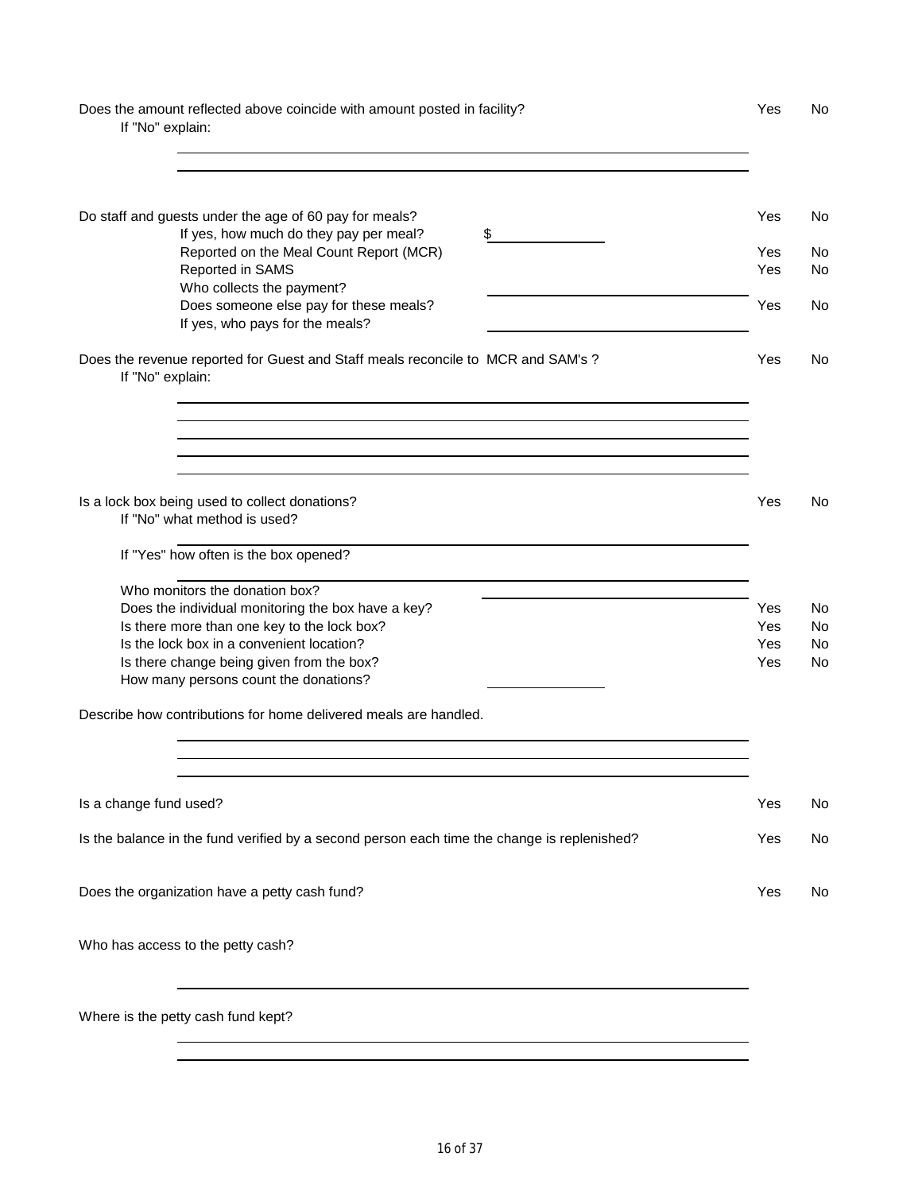Does the amount reflected above coincide with amount posted in facility? Yes No

If "No" explain:

\_\_\_\_\_\_\_\_\_\_\_\_\_\_\_\_\_\_\_\_\_\_\_\_\_\_\_\_\_\_\_\_\_\_\_\_\_\_\_\_

\_\_\_\_\_\_\_\_\_\_\_\_\_\_\_\_\_\_\_\_\_\_\_\_\_\_\_\_\_\_\_\_\_\_\_\_\_\_\_\_

Do staff and guests under the age of 60 pay for meals? Yes No

- If yes, how much do they pay per meal? $\_\_\_\_\_\_\_\_\_\_
- Reported on the Meal Count Report (MCR) Yes No
- Reported in SAMS Yes No
- Who collects the payment? \_\_\_\_\_\_\_\_\_\_\_\_\_\_\_\_\_\_\_\_
- Does someone else pay for these meals? Yes No
- If yes, who pays for the meals? \_\_\_\_\_\_\_\_\_\_\_\_\_\_\_\_\_\_\_\_

Does the revenue reported for Guest and Staff meals reconcile to MCR and SAM's ? Yes No

If "No" explain:

\_\_\_\_\_\_\_\_\_\_\_\_\_\_\_\_\_\_\_\_\_\_\_\_\_\_\_\_\_\_\_\_\_\_\_\_\_\_\_\_

\_\_\_\_\_\_\_\_\_\_\_\_\_\_\_\_\_\_\_\_\_\_\_\_\_\_\_\_\_\_\_\_\_\_\_\_\_\_\_\_

\_\_\_\_\_\_\_\_\_\_\_\_\_\_\_\_\_\_\_\_\_\_\_\_\_\_\_\_\_\_\_\_\_\_\_\_\_\_\_\_

\_\_\_\_\_\_\_\_\_\_\_\_\_\_\_\_\_\_\_\_\_\_\_\_\_\_\_\_\_\_\_\_\_\_\_\_\_\_\_\_

\_\_\_\_\_\_\_\_\_\_\_\_\_\_\_\_\_\_\_\_\_\_\_\_\_\_\_\_\_\_\_\_\_\_\_\_\_\_\_\_

Is a lock box being used to collect donations? Yes No

If "No" what method is used?

\_\_\_\_\_\_\_\_\_\_\_\_\_\_\_\_\_\_\_\_\_\_\_\_\_\_\_\_\_\_\_\_\_\_\_\_\_\_\_\_

If "Yes" how often is the box opened?

\_\_\_\_\_\_\_\_\_\_\_\_\_\_\_\_\_\_\_\_\_\_\_\_\_\_\_\_\_\_\_\_\_\_\_\_\_\_\_\_

- Who monitors the donation box? \_\_\_\_\_\_\_\_\_\_\_\_\_\_\_\_\_\_\_\_
- Does the individual monitoring the box have a key? Yes No
- Is there more than one key to the lock box? Yes No
- Is the lock box in a convenient location? Yes No
- Is there change being given from the box? Yes No
- How many persons count the donations? \_\_\_\_\_\_\_\_\_\_

Describe how contributions for home delivered meals are handled.

\_\_\_\_\_\_\_\_\_\_\_\_\_\_\_\_\_\_\_\_\_\_\_\_\_\_\_\_\_\_\_\_\_\_\_\_\_\_\_\_

\_\_\_\_\_\_\_\_\_\_\_\_\_\_\_\_\_\_\_\_\_\_\_\_\_\_\_\_\_\_\_\_\_\_\_\_\_\_\_\_

\_\_\_\_\_\_\_\_\_\_\_\_\_\_\_\_\_\_\_\_\_\_\_\_\_\_\_\_\_\_\_\_\_\_\_\_\_\_\_\_

Is a change fund used? Yes No

Is the balance in the fund verified by a second person each time the change is replenished? Yes No

Does the organization have a petty cash fund? Yes No

Who has access to the petty cash?

\_\_\_\_\_\_\_\_\_\_\_\_\_\_\_\_\_\_\_\_\_\_\_\_\_\_\_\_\_\_\_\_\_\_\_\_\_\_\_\_

Where is the petty cash fund kept?

\_\_\_\_\_\_\_\_\_\_\_\_\_\_\_\_\_\_\_\_\_\_\_\_\_\_\_\_\_\_\_\_\_\_\_\_\_\_\_\_

\_\_\_\_\_\_\_\_\_\_\_\_\_\_\_\_\_\_\_\_\_\_\_\_\_\_\_\_\_\_\_\_\_\_\_\_\_\_\_\_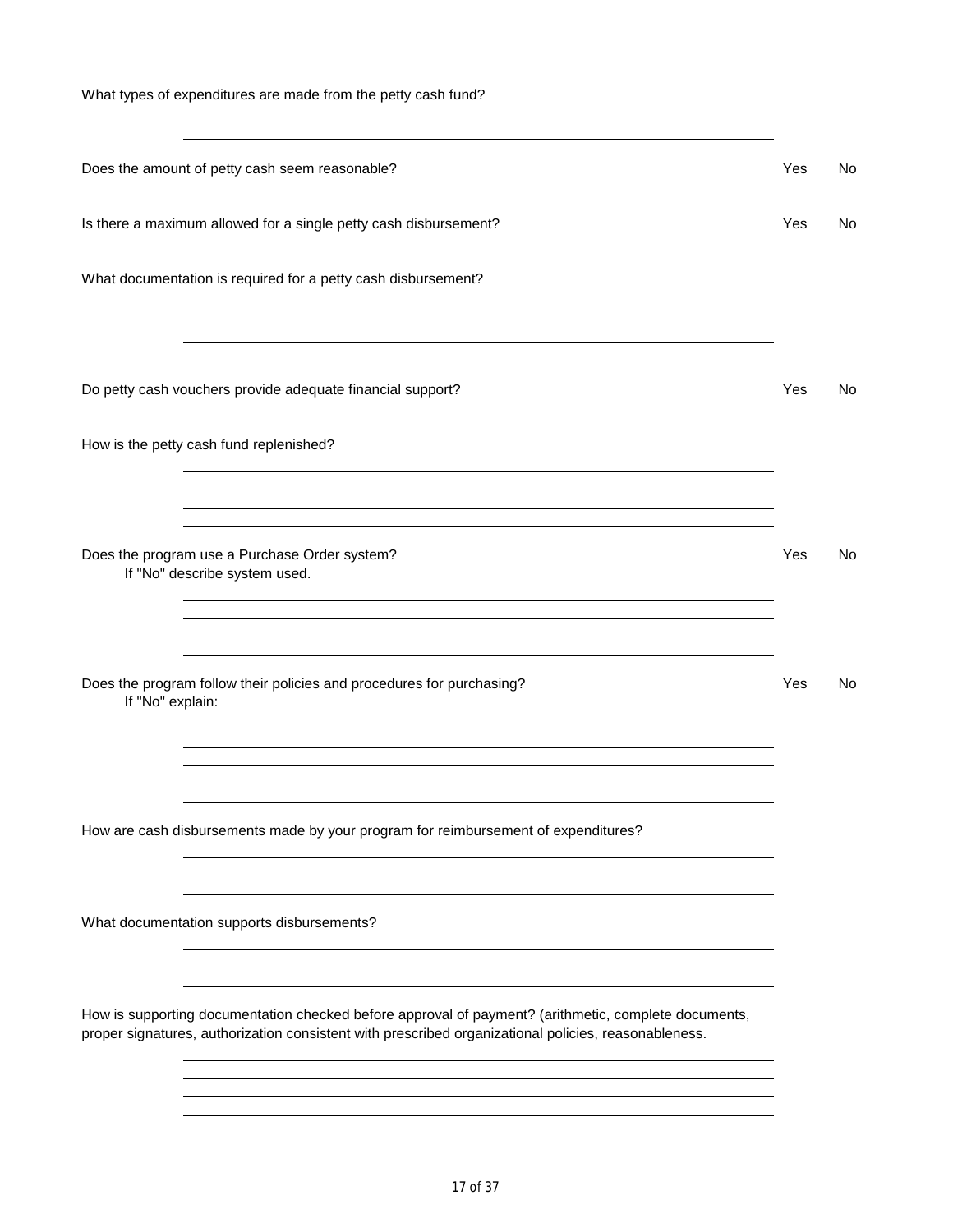What types of expenditures are made from the petty cash fund?

______________________________________________________________

Does the amount of petty cash seem reasonable? Yes No

Is there a maximum allowed for a single petty cash disbursement? Yes No

What documentation is required for a petty cash disbursement?

______________________________________________________________
______________________________________________________________
______________________________________________________________

Do petty cash vouchers provide adequate financial support? Yes No

How is the petty cash fund replenished?

______________________________________________________________
______________________________________________________________
______________________________________________________________
______________________________________________________________

Does the program use a Purchase Order system? Yes No
If "No" describe system used.

______________________________________________________________
______________________________________________________________
______________________________________________________________
______________________________________________________________

Does the program follow their policies and procedures for purchasing? Yes No
If "No" explain:

______________________________________________________________
______________________________________________________________
______________________________________________________________
______________________________________________________________
______________________________________________________________

How are cash disbursements made by your program for reimbursement of expenditures?

______________________________________________________________
______________________________________________________________
______________________________________________________________

What documentation supports disbursements?

______________________________________________________________
______________________________________________________________
______________________________________________________________

How is supporting documentation checked before approval of payment? (arithmetic, complete documents, proper signatures, authorization consistent with prescribed organizational policies, reasonableness.

______________________________________________________________
______________________________________________________________
______________________________________________________________
______________________________________________________________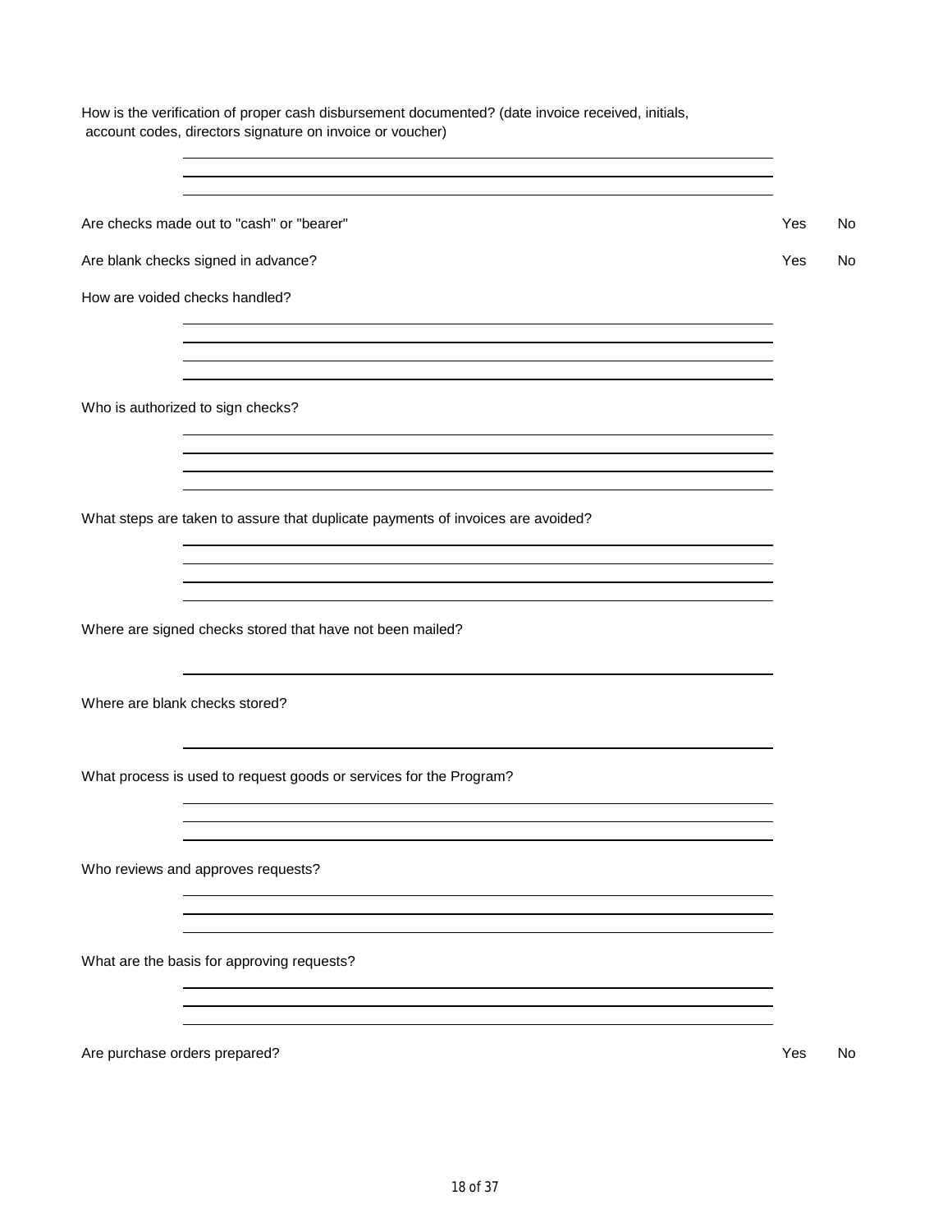How is the verification of proper cash disbursement documented? (date invoice received, initials, account codes, directors signature on invoice or voucher)

Are checks made out to "cash" or "bearer" Yes No

Are blank checks signed in advance? Yes No

How are voided checks handled?

Who is authorized to sign checks?

What steps are taken to assure that duplicate payments of invoices are avoided?

Where are signed checks stored that have not been mailed?

Where are blank checks stored?

What process is used to request goods or services for the Program?

Who reviews and approves requests?

What are the basis for approving requests?

Are purchase orders prepared? Yes No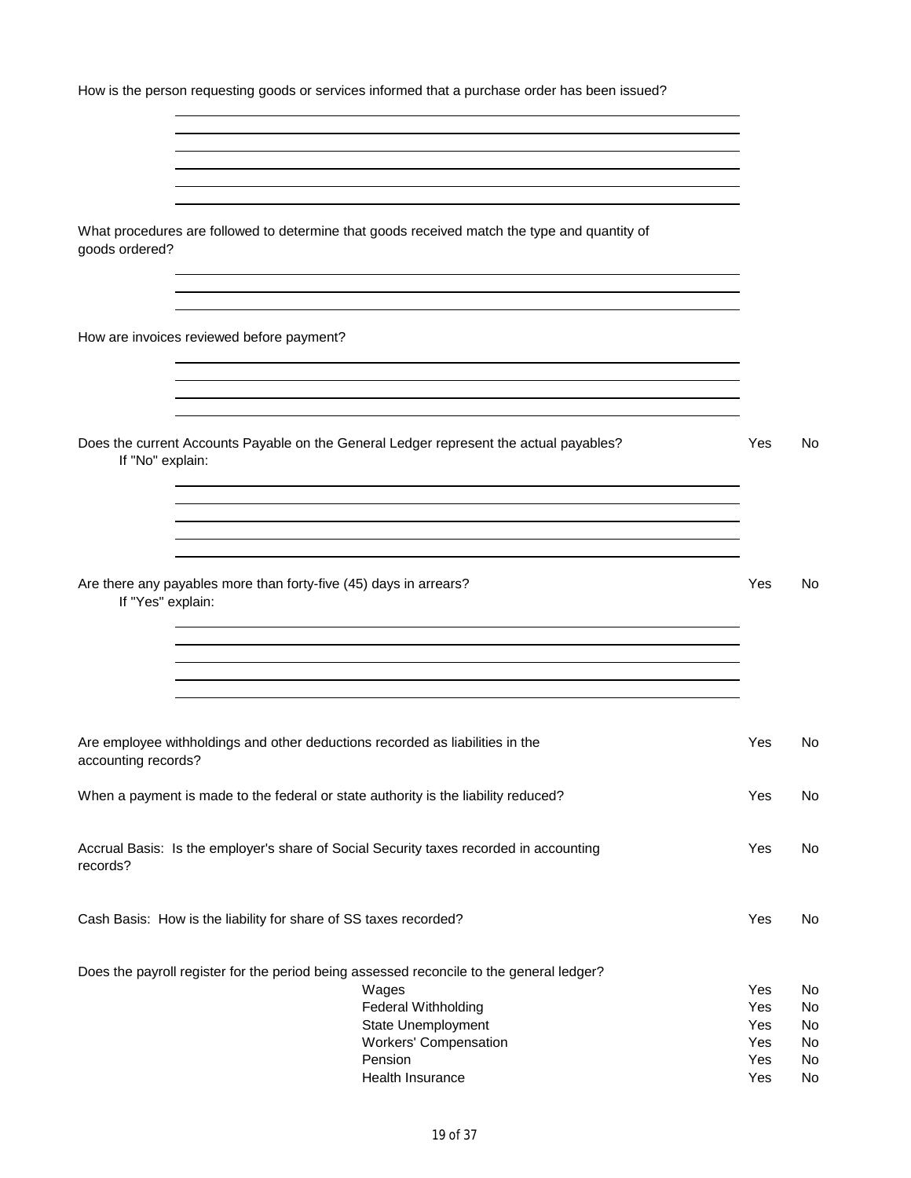How is the person requesting goods or services informed that a purchase order has been issued?

______________________________________________________________________

______________________________________________________________________

______________________________________________________________________

______________________________________________________________________

______________________________________________________________________

______________________________________________________________________

What procedures are followed to determine that goods received match the type and quantity of goods ordered?

______________________________________________________________________

______________________________________________________________________

______________________________________________________________________

How are invoices reviewed before payment?

______________________________________________________________________

______________________________________________________________________

______________________________________________________________________

______________________________________________________________________

Does the current Accounts Payable on the General Ledger represent the actual payables? Yes No

If "No" explain:

______________________________________________________________________

______________________________________________________________________

______________________________________________________________________

______________________________________________________________________

______________________________________________________________________

Are there any payables more than forty-five (45) days in arrears? Yes No

If "Yes" explain:

______________________________________________________________________

______________________________________________________________________

______________________________________________________________________

______________________________________________________________________

______________________________________________________________________

| | | |
|---|---|---|
| Are employee withholdings and other deductions recorded as liabilities in the accounting records? | Yes | No |
| When a payment is made to the federal or state authority is the liability reduced? | Yes | No |
| Accrual Basis: Is the employer's share of Social Security taxes recorded in accounting records? | Yes | No |
| Cash Basis: How is the liability for share of SS taxes recorded? | Yes | No |

Does the payroll register for the period being assessed reconcile to the general ledger?

| | | |
|---|---|---|
| Wages | Yes | No |
| Federal Withholding | Yes | No |
| State Unemployment | Yes | No |
| Workers' Compensation | Yes | No |
| Pension | Yes | No |
| Health Insurance | Yes | No |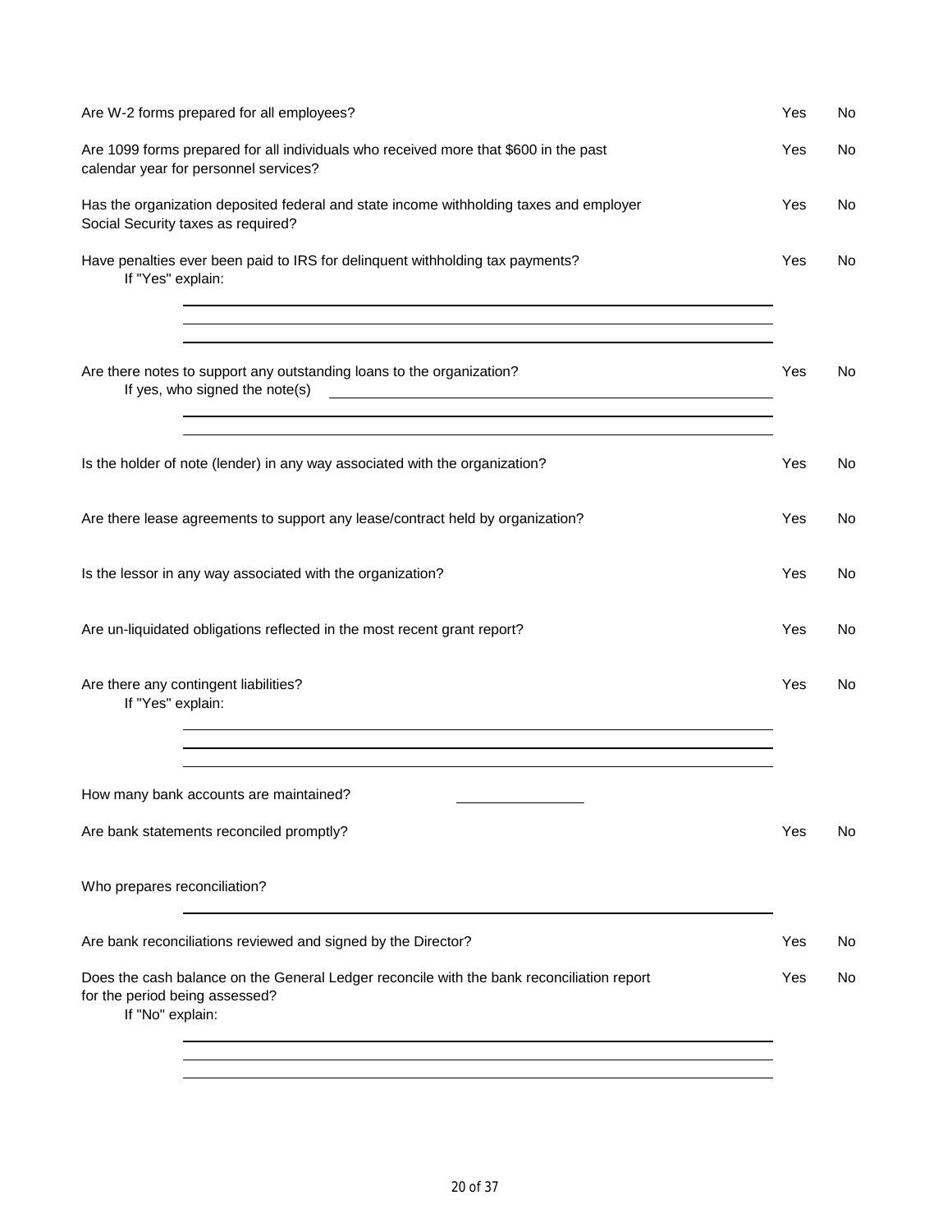| Question | Yes | No |
|---|---|---|
| Are W-2 forms prepared for all employees? | Yes | No |
| Are 1099 forms prepared for all individuals who received more that $600 in the past calendar year for personnel services? | Yes | No |
| Has the organization deposited federal and state income withholding taxes and employer Social Security taxes as required? | Yes | No |
| Have penalties ever been paid to IRS for delinquent withholding tax payments? | Yes | No |

If "Yes" explain:

\_\_\_\_\_\_\_\_\_\_\_\_\_\_\_\_\_\_\_\_\_\_\_\_\_\_\_\_\_\_\_\_\_\_\_\_\_\_\_\_

\_\_\_\_\_\_\_\_\_\_\_\_\_\_\_\_\_\_\_\_\_\_\_\_\_\_\_\_\_\_\_\_\_\_\_\_\_\_\_\_

\_\_\_\_\_\_\_\_\_\_\_\_\_\_\_\_\_\_\_\_\_\_\_\_\_\_\_\_\_\_\_\_\_\_\_\_\_\_\_\_

| Question | Yes | No |
|---|---|---|
| Are there notes to support any outstanding loans to the organization? | Yes | No |

If yes, who signed the note(s) \_\_\_\_\_\_\_\_\_\_\_\_\_\_\_\_\_\_\_\_\_\_\_\_\_\_\_\_\_\_

\_\_\_\_\_\_\_\_\_\_\_\_\_\_\_\_\_\_\_\_\_\_\_\_\_\_\_\_\_\_\_\_\_\_\_\_\_\_\_\_

\_\_\_\_\_\_\_\_\_\_\_\_\_\_\_\_\_\_\_\_\_\_\_\_\_\_\_\_\_\_\_\_\_\_\_\_\_\_\_\_

| Question | Yes | No |
|---|---|---|
| Is the holder of note (lender) in any way associated with the organization? | Yes | No |
| Are there lease agreements to support any lease/contract held by organization? | Yes | No |
| Is the lessor in any way associated with the organization? | Yes | No |
| Are un-liquidated obligations reflected in the most recent grant report? | Yes | No |
| Are there any contingent liabilities? | Yes | No |

If "Yes" explain:

\_\_\_\_\_\_\_\_\_\_\_\_\_\_\_\_\_\_\_\_\_\_\_\_\_\_\_\_\_\_\_\_\_\_\_\_\_\_\_\_

\_\_\_\_\_\_\_\_\_\_\_\_\_\_\_\_\_\_\_\_\_\_\_\_\_\_\_\_\_\_\_\_\_\_\_\_\_\_\_\_

\_\_\_\_\_\_\_\_\_\_\_\_\_\_\_\_\_\_\_\_\_\_\_\_\_\_\_\_\_\_\_\_\_\_\_\_\_\_\_\_

How many bank accounts are maintained? \_\_\_\_\_\_\_\_\_\_\_\_\_\_\_\_

| Question | Yes | No |
|---|---|---|
| Are bank statements reconciled promptly? | Yes | No |

Who prepares reconciliation?

\_\_\_\_\_\_\_\_\_\_\_\_\_\_\_\_\_\_\_\_\_\_\_\_\_\_\_\_\_\_\_\_\_\_\_\_\_\_\_\_

| Question | Yes | No |
|---|---|---|
| Are bank reconciliations reviewed and signed by the Director? | Yes | No |
| Does the cash balance on the General Ledger reconcile with the bank reconciliation report for the period being assessed? | Yes | No |

If "No" explain:

\_\_\_\_\_\_\_\_\_\_\_\_\_\_\_\_\_\_\_\_\_\_\_\_\_\_\_\_\_\_\_\_\_\_\_\_\_\_\_\_

\_\_\_\_\_\_\_\_\_\_\_\_\_\_\_\_\_\_\_\_\_\_\_\_\_\_\_\_\_\_\_\_\_\_\_\_\_\_\_\_

\_\_\_\_\_\_\_\_\_\_\_\_\_\_\_\_\_\_\_\_\_\_\_\_\_\_\_\_\_\_\_\_\_\_\_\_\_\_\_\_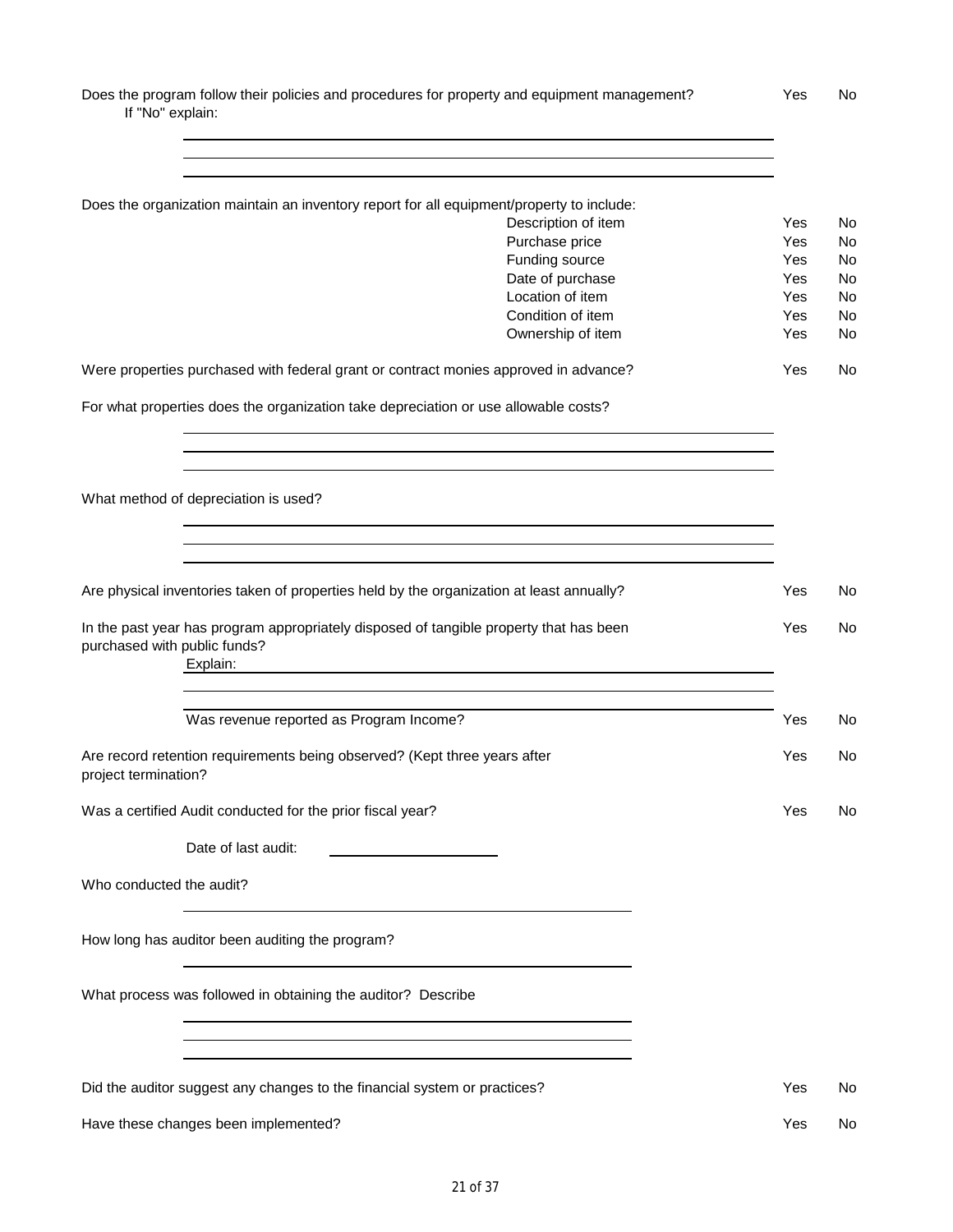Does the program follow their policies and procedures for property and equipment management? Yes No

If "No" explain:

\_\_\_\_\_\_\_\_\_\_\_\_\_\_\_\_\_\_\_\_\_\_\_\_\_\_\_\_\_\_\_\_\_\_\_\_\_\_\_\_

\_\_\_\_\_\_\_\_\_\_\_\_\_\_\_\_\_\_\_\_\_\_\_\_\_\_\_\_\_\_\_\_\_\_\_\_\_\_\_\_

\_\_\_\_\_\_\_\_\_\_\_\_\_\_\_\_\_\_\_\_\_\_\_\_\_\_\_\_\_\_\_\_\_\_\_\_\_\_\_\_

Does the organization maintain an inventory report for all equipment/property to include:

| Item | | |
|---|---|---|
| Description of item | Yes | No |
| Purchase price | Yes | No |
| Funding source | Yes | No |
| Date of purchase | Yes | No |
| Location of item | Yes | No |
| Condition of item | Yes | No |
| Ownership of item | Yes | No |

Were properties purchased with federal grant or contract monies approved in advance? Yes No

For what properties does the organization take depreciation or use allowable costs?

\_\_\_\_\_\_\_\_\_\_\_\_\_\_\_\_\_\_\_\_\_\_\_\_\_\_\_\_\_\_\_\_\_\_\_\_\_\_\_\_

\_\_\_\_\_\_\_\_\_\_\_\_\_\_\_\_\_\_\_\_\_\_\_\_\_\_\_\_\_\_\_\_\_\_\_\_\_\_\_\_

\_\_\_\_\_\_\_\_\_\_\_\_\_\_\_\_\_\_\_\_\_\_\_\_\_\_\_\_\_\_\_\_\_\_\_\_\_\_\_\_

What method of depreciation is used?

\_\_\_\_\_\_\_\_\_\_\_\_\_\_\_\_\_\_\_\_\_\_\_\_\_\_\_\_\_\_\_\_\_\_\_\_\_\_\_\_

\_\_\_\_\_\_\_\_\_\_\_\_\_\_\_\_\_\_\_\_\_\_\_\_\_\_\_\_\_\_\_\_\_\_\_\_\_\_\_\_

\_\_\_\_\_\_\_\_\_\_\_\_\_\_\_\_\_\_\_\_\_\_\_\_\_\_\_\_\_\_\_\_\_\_\_\_\_\_\_\_

Are physical inventories taken of properties held by the organization at least annually? Yes No

In the past year has program appropriately disposed of tangible property that has been purchased with public funds? Yes No

Explain: \_\_\_\_\_\_\_\_\_\_\_\_\_\_\_\_\_\_\_\_\_\_\_\_\_\_\_\_\_\_\_\_\_\_\_\_\_\_\_\_

\_\_\_\_\_\_\_\_\_\_\_\_\_\_\_\_\_\_\_\_\_\_\_\_\_\_\_\_\_\_\_\_\_\_\_\_\_\_\_\_

\_\_\_\_\_\_\_\_\_\_\_\_\_\_\_\_\_\_\_\_\_\_\_\_\_\_\_\_\_\_\_\_\_\_\_\_\_\_\_\_

Was revenue reported as Program Income? Yes No

Are record retention requirements being observed? (Kept three years after project termination? Yes No

Was a certified Audit conducted for the prior fiscal year? Yes No

Date of last audit: \_\_\_\_\_\_\_\_\_\_\_\_\_\_\_\_\_\_\_\_

Who conducted the audit?

\_\_\_\_\_\_\_\_\_\_\_\_\_\_\_\_\_\_\_\_\_\_\_\_\_\_\_\_\_\_\_\_\_\_\_\_\_\_\_\_

How long has auditor been auditing the program?

\_\_\_\_\_\_\_\_\_\_\_\_\_\_\_\_\_\_\_\_\_\_\_\_\_\_\_\_\_\_\_\_\_\_\_\_\_\_\_\_

What process was followed in obtaining the auditor? Describe

\_\_\_\_\_\_\_\_\_\_\_\_\_\_\_\_\_\_\_\_\_\_\_\_\_\_\_\_\_\_\_\_\_\_\_\_\_\_\_\_

\_\_\_\_\_\_\_\_\_\_\_\_\_\_\_\_\_\_\_\_\_\_\_\_\_\_\_\_\_\_\_\_\_\_\_\_\_\_\_\_

\_\_\_\_\_\_\_\_\_\_\_\_\_\_\_\_\_\_\_\_\_\_\_\_\_\_\_\_\_\_\_\_\_\_\_\_\_\_\_\_

Did the auditor suggest any changes to the financial system or practices? Yes No

Have these changes been implemented? Yes No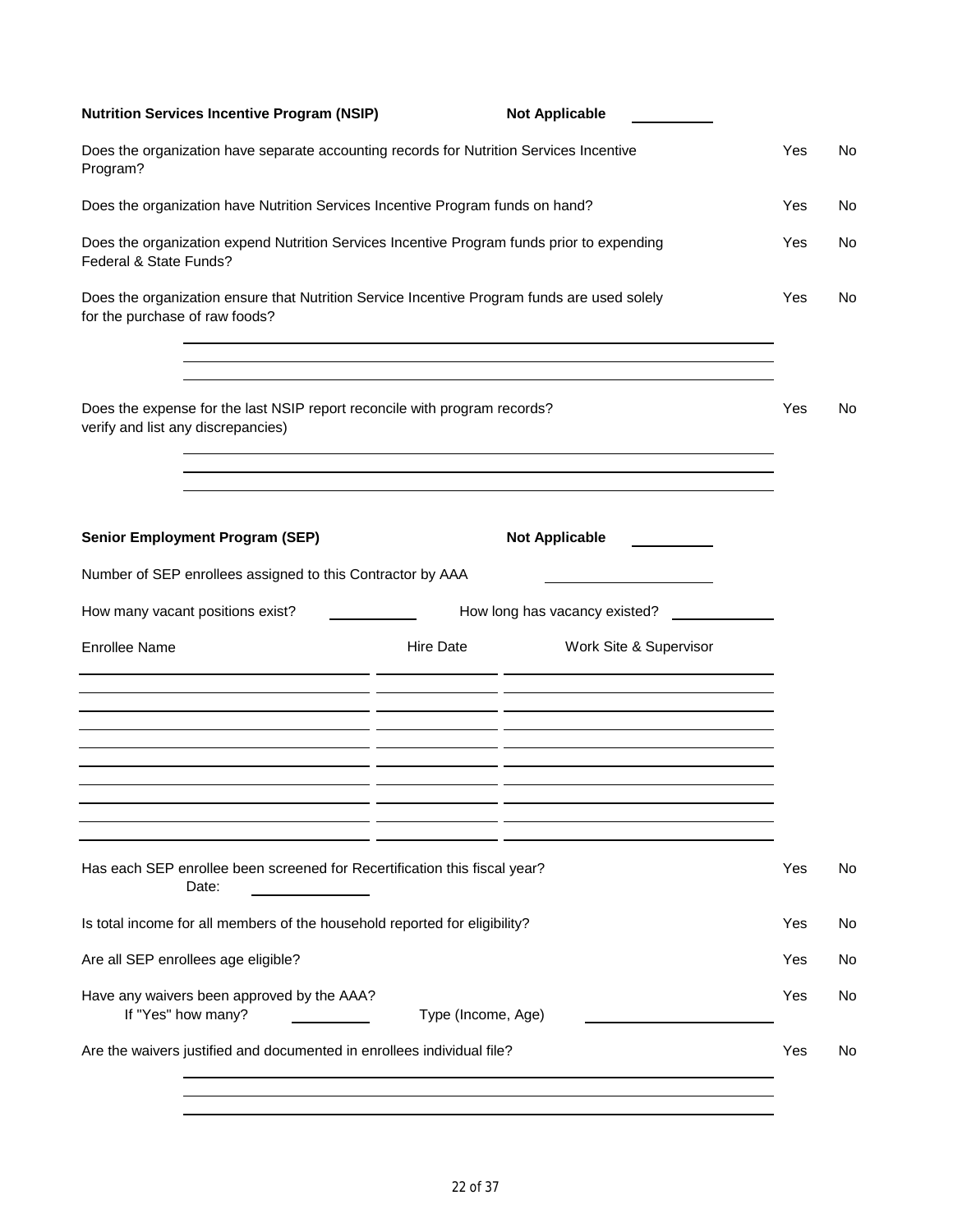**Nutrition Services Incentive Program (NSIP)** **Not Applicable** ________

| | | |
|---|---|---|
| Does the organization have separate accounting records for Nutrition Services Incentive Program? | Yes | No |
| Does the organization have Nutrition Services Incentive Program funds on hand? | Yes | No |
| Does the organization expend Nutrition Services Incentive Program funds prior to expending Federal & State Funds? | Yes | No |
| Does the organization ensure that Nutrition Service Incentive Program funds are used solely for the purchase of raw foods? | Yes | No |

______________________________________________

______________________________________________

______________________________________________

| | | |
|---|---|---|
| Does the expense for the last NSIP report reconcile with program records? verify and list any discrepancies) | Yes | No |

______________________________________________

______________________________________________

______________________________________________

**Senior Employment Program (SEP)** **Not Applicable** ________

Number of SEP enrollees assigned to this Contractor by AAA ____________

How many vacant positions exist? ________ How long has vacancy existed? ________

| Enrollee Name | Hire Date | Work Site & Supervisor |
|---|---|---|
| | | |
| | | |
| | | |
| | | |
| | | |
| | | |
| | | |
| | | |
| | | |

| | | |
|---|---|---|
| Has each SEP enrollee been screened for Recertification this fiscal year? Date: ________ | Yes | No |
| Is total income for all members of the household reported for eligibility? | Yes | No |
| Are all SEP enrollees age eligible? | Yes | No |
| Have any waivers been approved by the AAA? If "Yes" how many? ________ Type (Income, Age) ________ | Yes | No |
| Are the waivers justified and documented in enrollees individual file? | Yes | No |

______________________________________________

______________________________________________

______________________________________________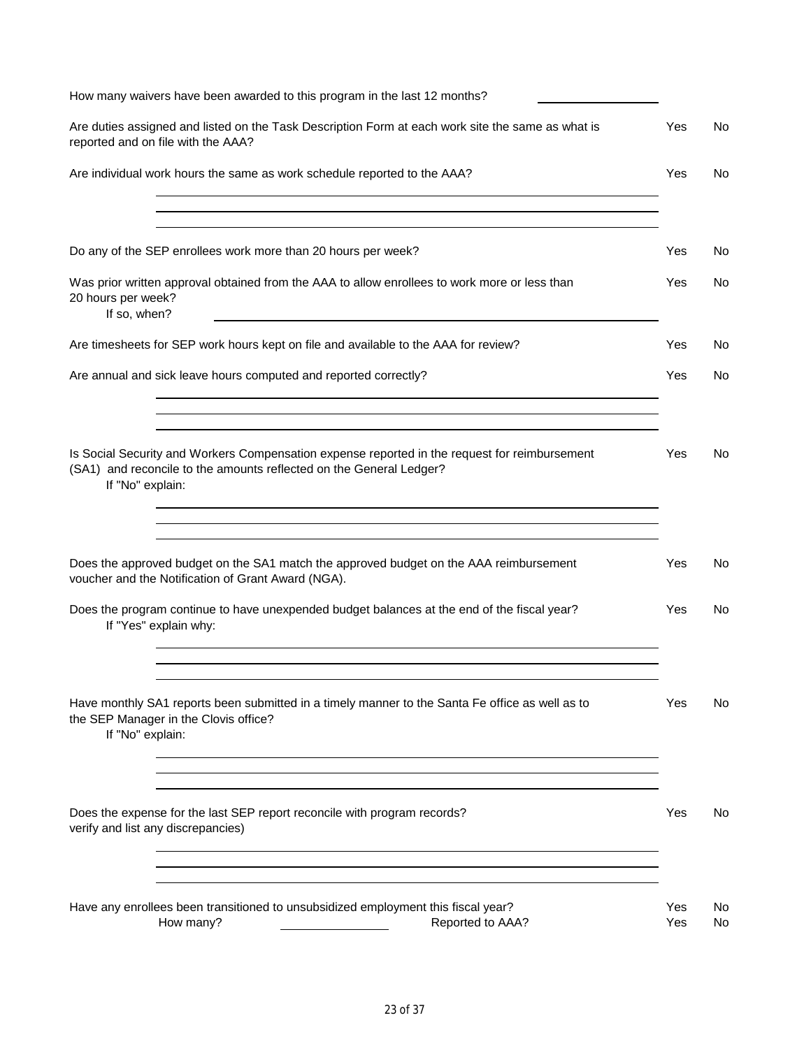How many waivers have been awarded to this program in the last 12 months? ________________

Are duties assigned and listed on the Task Description Form at each work site the same as what is reported and on file with the AAA? Yes No

Are individual work hours the same as work schedule reported to the AAA? Yes No

________________________________________

________________________________________

________________________________________

Do any of the SEP enrollees work more than 20 hours per week? Yes No

Was prior written approval obtained from the AAA to allow enrollees to work more or less than 20 hours per week? Yes No

If so, when? ________________________________________

Are timesheets for SEP work hours kept on file and available to the AAA for review? Yes No

Are annual and sick leave hours computed and reported correctly? Yes No

________________________________________

________________________________________

________________________________________

Is Social Security and Workers Compensation expense reported in the request for reimbursement (SA1) and reconcile to the amounts reflected on the General Ledger? Yes No

If "No" explain:

________________________________________

________________________________________

________________________________________

Does the approved budget on the SA1 match the approved budget on the AAA reimbursement voucher and the Notification of Grant Award (NGA). Yes No

Does the program continue to have unexpended budget balances at the end of the fiscal year? Yes No

If "Yes" explain why:

________________________________________

________________________________________

________________________________________

Have monthly SA1 reports been submitted in a timely manner to the Santa Fe office as well as to the SEP Manager in the Clovis office? Yes No

If "No" explain:

________________________________________

________________________________________

________________________________________

Does the expense for the last SEP report reconcile with program records? Yes No
verify and list any discrepancies)

________________________________________

________________________________________

________________________________________

Have any enrollees been transitioned to unsubsidized employment this fiscal year? Yes No

How many? ________________ Reported to AAA? Yes No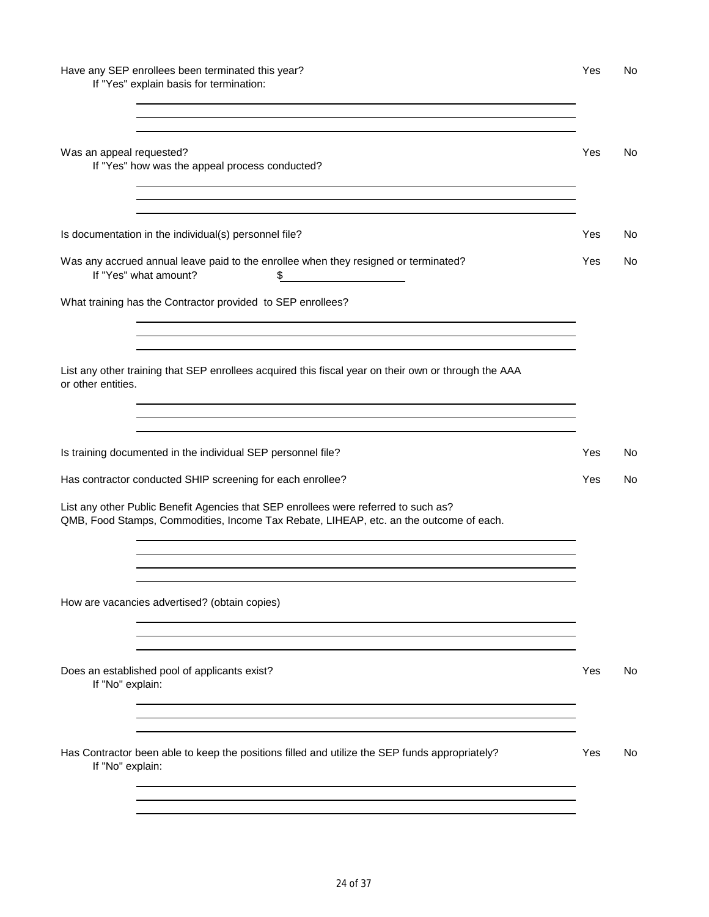Have any SEP enrollees been terminated this year? Yes No

If "Yes" explain basis for termination:

______________________________________________

______________________________________________

______________________________________________

Was an appeal requested? Yes No

If "Yes" how was the appeal process conducted?

______________________________________________

______________________________________________

______________________________________________

Is documentation in the individual(s) personnel file? Yes No

Was any accrued annual leave paid to the enrollee when they resigned or terminated? Yes No

If "Yes" what amount? $____________________

What training has the Contractor provided to SEP enrollees?

______________________________________________

______________________________________________

______________________________________________

List any other training that SEP enrollees acquired this fiscal year on their own or through the AAA or other entities.

______________________________________________

______________________________________________

______________________________________________

Is training documented in the individual SEP personnel file? Yes No

Has contractor conducted SHIP screening for each enrollee? Yes No

List any other Public Benefit Agencies that SEP enrollees were referred to such as?
QMB, Food Stamps, Commodities, Income Tax Rebate, LIHEAP, etc. an the outcome of each.

______________________________________________

______________________________________________

______________________________________________

______________________________________________

How are vacancies advertised? (obtain copies)

______________________________________________

______________________________________________

______________________________________________

Does an established pool of applicants exist? Yes No

If "No" explain:

______________________________________________

______________________________________________

______________________________________________

Has Contractor been able to keep the positions filled and utilize the SEP funds appropriately? Yes No

If "No" explain:

______________________________________________

______________________________________________

______________________________________________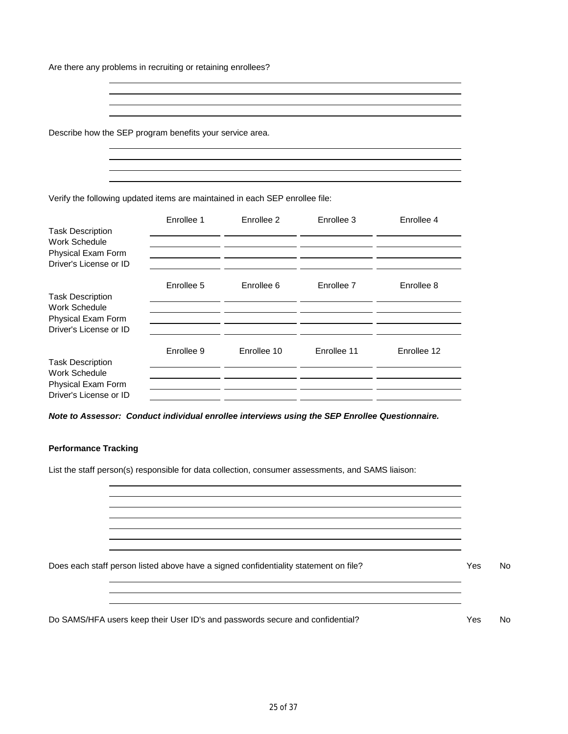Are there any problems in recruiting or retaining enrollees?

______________________________________________________________________

______________________________________________________________________

______________________________________________________________________

______________________________________________________________________

Describe how the SEP program benefits your service area.

______________________________________________________________________

______________________________________________________________________

______________________________________________________________________

______________________________________________________________________

Verify the following updated items are maintained in each SEP enrollee file:

| | Enrollee 1 | Enrollee 2 | Enrollee 3 | Enrollee 4 |
|---|---|---|---|---|
| Task Description | | | | |
| Work Schedule | | | | |
| Physical Exam Form | | | | |
| Driver's License or ID | | | | |

| | Enrollee 5 | Enrollee 6 | Enrollee 7 | Enrollee 8 |
|---|---|---|---|---|
| Task Description | | | | |
| Work Schedule | | | | |
| Physical Exam Form | | | | |
| Driver's License or ID | | | | |

| | Enrollee 9 | Enrollee 10 | Enrollee 11 | Enrollee 12 |
|---|---|---|---|---|
| Task Description | | | | |
| Work Schedule | | | | |
| Physical Exam Form | | | | |
| Driver's License or ID | | | | |

***Note to Assessor: Conduct individual enrollee interviews using the SEP Enrollee Questionnaire.***

**Performance Tracking**

List the staff person(s) responsible for data collection, consumer assessments, and SAMS liaison:

______________________________________________________________________

______________________________________________________________________

______________________________________________________________________

______________________________________________________________________

______________________________________________________________________

______________________________________________________________________

______________________________________________________________________

Does each staff person listed above have a signed confidentiality statement on file? Yes No

______________________________________________________________________

______________________________________________________________________

______________________________________________________________________

Do SAMS/HFA users keep their User ID's and passwords secure and confidential? Yes No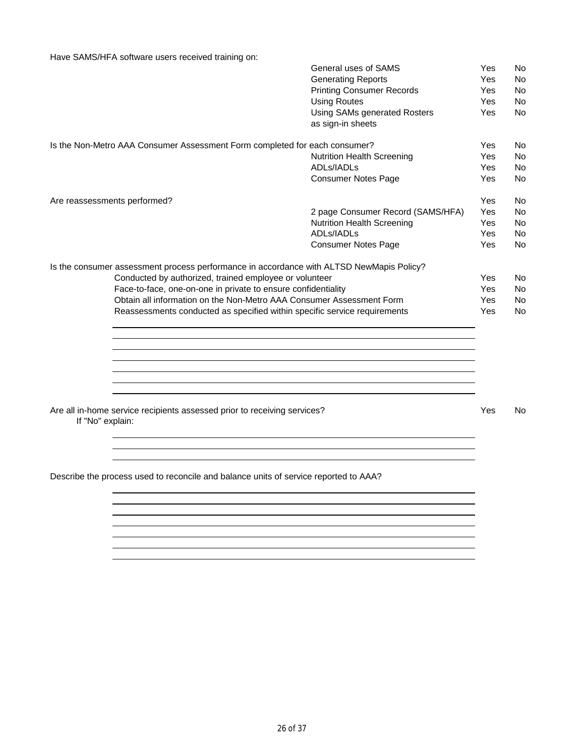Have SAMS/HFA software users received training on:

| | | | |
|---|---|---|---|
| | General uses of SAMS | Yes | No |
| | Generating Reports | Yes | No |
| | Printing Consumer Records | Yes | No |
| | Using Routes | Yes | No |
| | Using SAMs generated Rosters as sign-in sheets | Yes | No |

| | | | |
|---|---|---|---|
| Is the Non-Metro AAA Consumer Assessment Form completed for each consumer? | | Yes | No |
| | Nutrition Health Screening | Yes | No |
| | ADLs/IADLs | Yes | No |
| | Consumer Notes Page | Yes | No |

| | | | |
|---|---|---|---|
| Are reassessments performed? | | Yes | No |
| | 2 page Consumer Record (SAMS/HFA) | Yes | No |
| | Nutrition Health Screening | Yes | No |
| | ADLs/IADLs | Yes | No |
| | Consumer Notes Page | Yes | No |

Is the consumer assessment process performance in accordance with ALTSD NewMapis Policy?

| | | |
|---|---|---|
| Conducted by authorized, trained employee or volunteer | Yes | No |
| Face-to-face, one-on-one in private to ensure confidentiality | Yes | No |
| Obtain all information on the Non-Metro AAA Consumer Assessment Form | Yes | No |
| Reassessments conducted as specified within specific service requirements | Yes | No |

___________________________________________
___________________________________________
___________________________________________
___________________________________________
___________________________________________
___________________________________________
___________________________________________

Are all in-home service recipients assessed prior to receiving services? Yes No

If "No" explain:

___________________________________________
___________________________________________
___________________________________________

Describe the process used to reconcile and balance units of service reported to AAA?

___________________________________________
___________________________________________
___________________________________________
___________________________________________
___________________________________________
___________________________________________
___________________________________________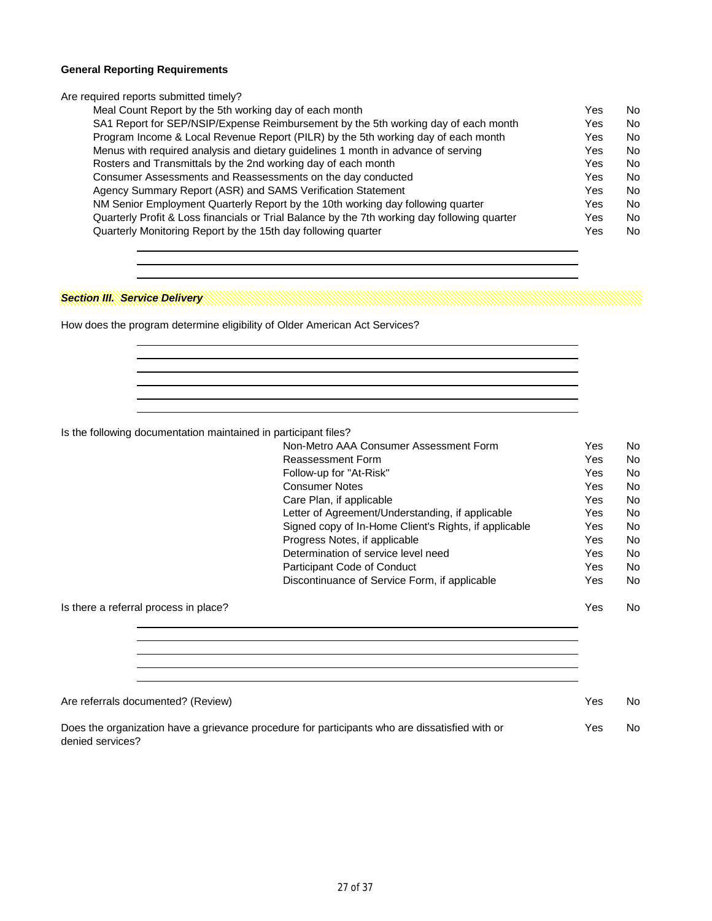**General Reporting Requirements**

Are required reports submitted timely?

| | | |
|---|---|---|
| Meal Count Report by the 5th working day of each month | Yes | No |
| SA1 Report for SEP/NSIP/Expense Reimbursement by the 5th working day of each month | Yes | No |
| Program Income & Local Revenue Report (PILR) by the 5th working day of each month | Yes | No |
| Menus with required analysis and dietary guidelines 1 month in advance of serving | Yes | No |
| Rosters and Transmittals by the 2nd working day of each month | Yes | No |
| Consumer Assessments and Reassessments on the day conducted | Yes | No |
| Agency Summary Report (ASR) and SAMS Verification Statement | Yes | No |
| NM Senior Employment Quarterly Report by the 10th working day following quarter | Yes | No |
| Quarterly Profit & Loss financials or Trial Balance by the 7th working day following quarter | Yes | No |
| Quarterly Monitoring Report by the 15th day following quarter | Yes | No |

______________________________________________

______________________________________________

______________________________________________

***Section III. Service Delivery***

How does the program determine eligibility of Older American Act Services?

______________________________________________

______________________________________________

______________________________________________

______________________________________________

______________________________________________

______________________________________________

Is the following documentation maintained in participant files?

| | | |
|---|---|---|
| Non-Metro AAA Consumer Assessment Form | Yes | No |
| Reassessment Form | Yes | No |
| Follow-up for "At-Risk" | Yes | No |
| Consumer Notes | Yes | No |
| Care Plan, if applicable | Yes | No |
| Letter of Agreement/Understanding, if applicable | Yes | No |
| Signed copy of In-Home Client's Rights, if applicable | Yes | No |
| Progress Notes, if applicable | Yes | No |
| Determination of service level need | Yes | No |
| Participant Code of Conduct | Yes | No |
| Discontinuance of Service Form, if applicable | Yes | No |

Is there a referral process in place? Yes No

______________________________________________

______________________________________________

______________________________________________

______________________________________________

______________________________________________

Are referrals documented? (Review) Yes No

Does the organization have a grievance procedure for participants who are dissatisfied with or denied services? Yes No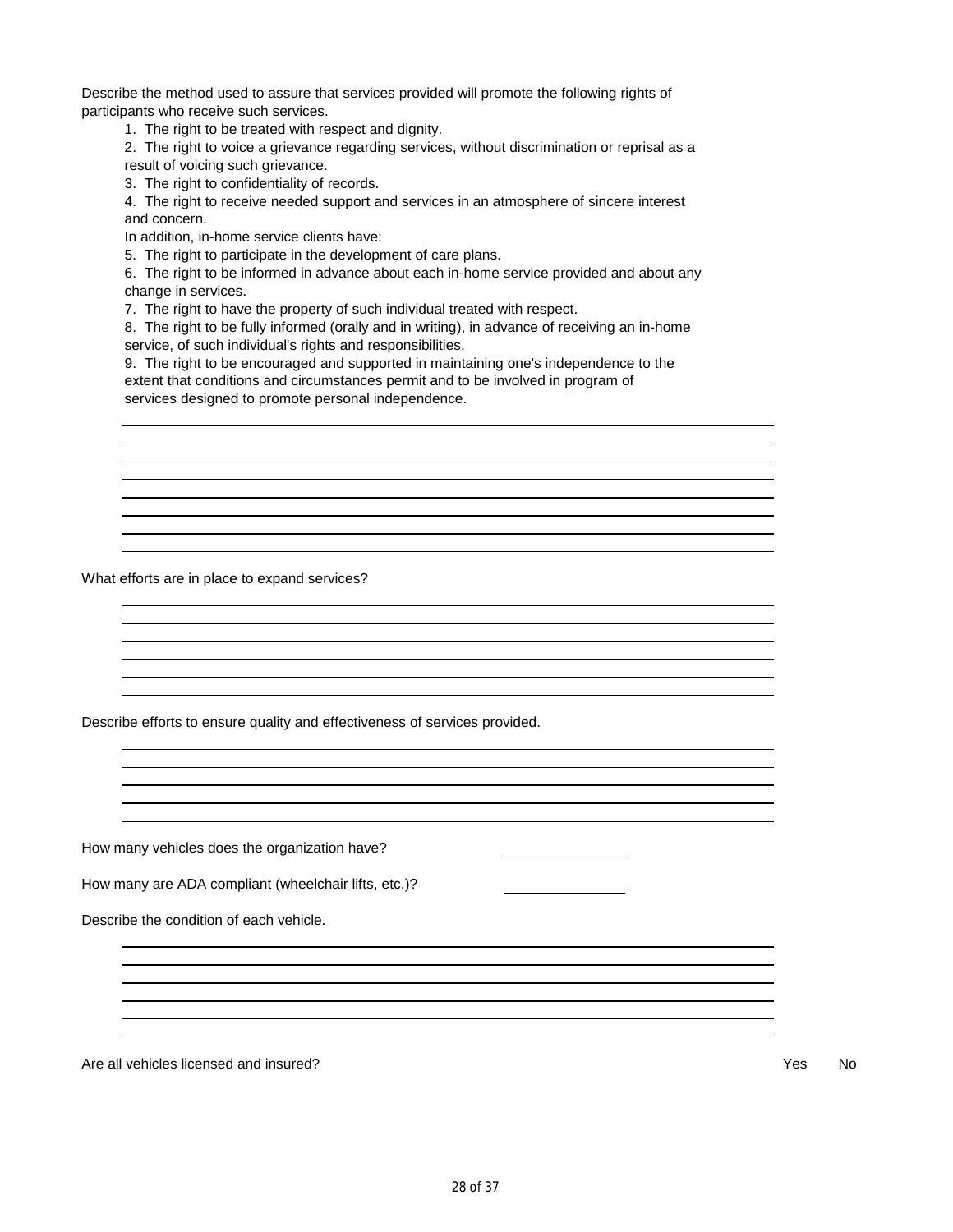Describe the method used to assure that services provided will promote the following rights of participants who receive such services.

1. The right to be treated with respect and dignity.
2. The right to voice a grievance regarding services, without discrimination or reprisal as a result of voicing such grievance.
3. The right to confidentiality of records.
4. The right to receive needed support and services in an atmosphere of sincere interest and concern.

In addition, in-home service clients have:

5. The right to participate in the development of care plans.
6. The right to be informed in advance about each in-home service provided and about any change in services.
7. The right to have the property of such individual treated with respect.
8. The right to be fully informed (orally and in writing), in advance of receiving an in-home service, of such individual's rights and responsibilities.
9. The right to be encouraged and supported in maintaining one's independence to the extent that conditions and circumstances permit and to be involved in program of services designed to promote personal independence.

_______________________________________________

_______________________________________________

_______________________________________________

_______________________________________________

_______________________________________________

_______________________________________________

_______________________________________________

What efforts are in place to expand services?

_______________________________________________

_______________________________________________

_______________________________________________

_______________________________________________

_______________________________________________

_______________________________________________

Describe efforts to ensure quality and effectiveness of services provided.

_______________________________________________

_______________________________________________

_______________________________________________

_______________________________________________

_______________________________________________

How many vehicles does the organization have? ____________

How many are ADA compliant (wheelchair lifts, etc.)? ____________

Describe the condition of each vehicle.

_______________________________________________

_______________________________________________

_______________________________________________

_______________________________________________

_______________________________________________

_______________________________________________

Are all vehicles licensed and insured? Yes No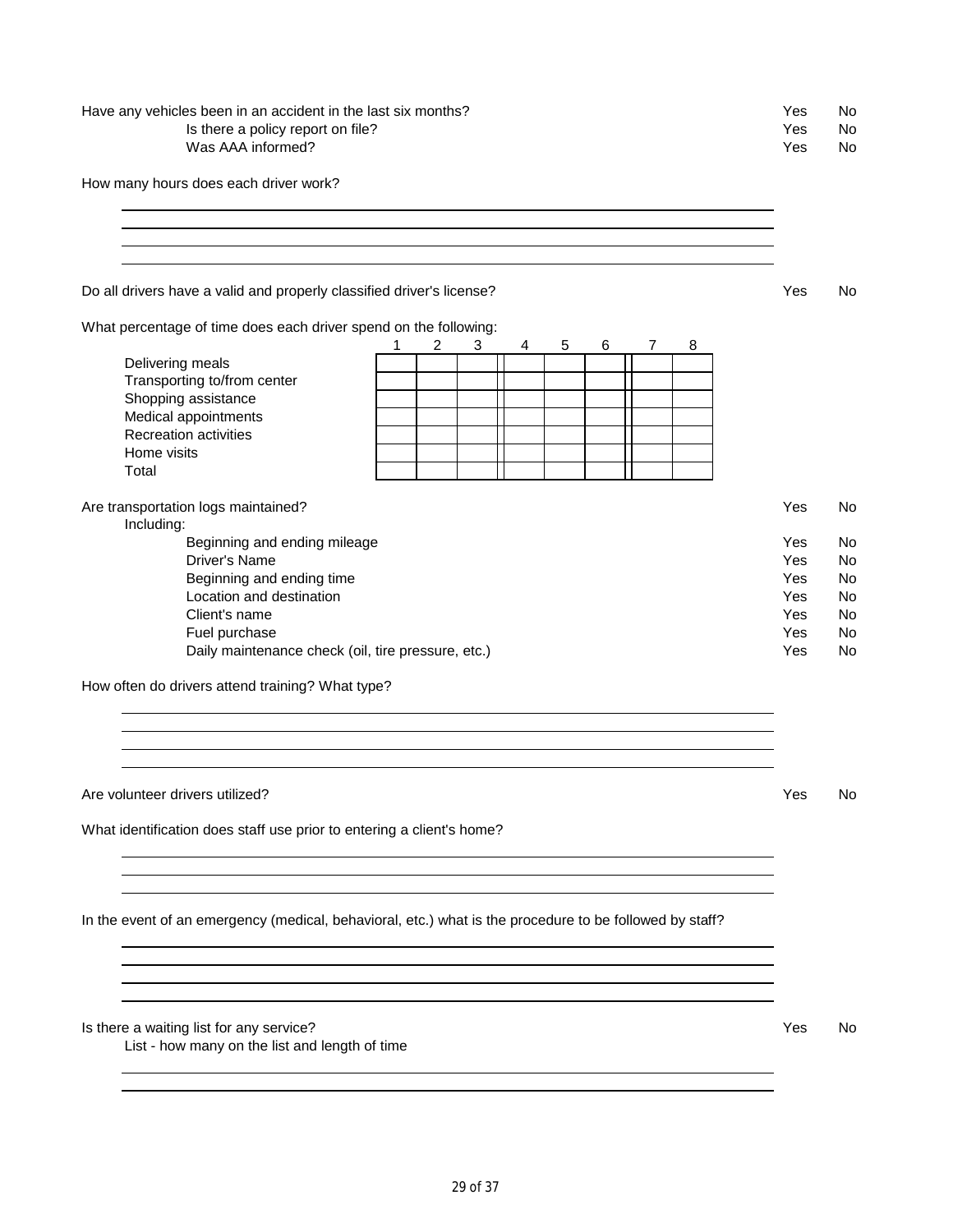Have any vehicles been in an accident in the last six months? Yes No

- Is there a policy report on file? Yes No
- Was AAA informed? Yes No

How many hours does each driver work?

\_\_\_\_\_\_\_\_\_\_\_\_\_\_\_\_\_\_\_\_\_\_\_\_\_\_\_\_\_\_\_\_\_\_\_\_\_\_\_\_

\_\_\_\_\_\_\_\_\_\_\_\_\_\_\_\_\_\_\_\_\_\_\_\_\_\_\_\_\_\_\_\_\_\_\_\_\_\_\_\_

\_\_\_\_\_\_\_\_\_\_\_\_\_\_\_\_\_\_\_\_\_\_\_\_\_\_\_\_\_\_\_\_\_\_\_\_\_\_\_\_

\_\_\_\_\_\_\_\_\_\_\_\_\_\_\_\_\_\_\_\_\_\_\_\_\_\_\_\_\_\_\_\_\_\_\_\_\_\_\_\_

Do all drivers have a valid and properly classified driver's license? Yes No

What percentage of time does each driver spend on the following:

| | 1 | 2 | 3 | 4 | 5 | 6 | 7 | 8 |
|---|---|---|---|---|---|---|---|---|
| Delivering meals | | | | | | | | |
| Transporting to/from center | | | | | | | | |
| Shopping assistance | | | | | | | | |
| Medical appointments | | | | | | | | |
| Recreation activities | | | | | | | | |
| Home visits | | | | | | | | |
| Total | | | | | | | | |

Are transportation logs maintained? Yes No

Including:

- Beginning and ending mileage Yes No
- Driver's Name Yes No
- Beginning and ending time Yes No
- Location and destination Yes No
- Client's name Yes No
- Fuel purchase Yes No
- Daily maintenance check (oil, tire pressure, etc.) Yes No

How often do drivers attend training? What type?

\_\_\_\_\_\_\_\_\_\_\_\_\_\_\_\_\_\_\_\_\_\_\_\_\_\_\_\_\_\_\_\_\_\_\_\_\_\_\_\_

\_\_\_\_\_\_\_\_\_\_\_\_\_\_\_\_\_\_\_\_\_\_\_\_\_\_\_\_\_\_\_\_\_\_\_\_\_\_\_\_

\_\_\_\_\_\_\_\_\_\_\_\_\_\_\_\_\_\_\_\_\_\_\_\_\_\_\_\_\_\_\_\_\_\_\_\_\_\_\_\_

\_\_\_\_\_\_\_\_\_\_\_\_\_\_\_\_\_\_\_\_\_\_\_\_\_\_\_\_\_\_\_\_\_\_\_\_\_\_\_\_

Are volunteer drivers utilized? Yes No

What identification does staff use prior to entering a client's home?

\_\_\_\_\_\_\_\_\_\_\_\_\_\_\_\_\_\_\_\_\_\_\_\_\_\_\_\_\_\_\_\_\_\_\_\_\_\_\_\_

\_\_\_\_\_\_\_\_\_\_\_\_\_\_\_\_\_\_\_\_\_\_\_\_\_\_\_\_\_\_\_\_\_\_\_\_\_\_\_\_

\_\_\_\_\_\_\_\_\_\_\_\_\_\_\_\_\_\_\_\_\_\_\_\_\_\_\_\_\_\_\_\_\_\_\_\_\_\_\_\_

In the event of an emergency (medical, behavioral, etc.) what is the procedure to be followed by staff?

\_\_\_\_\_\_\_\_\_\_\_\_\_\_\_\_\_\_\_\_\_\_\_\_\_\_\_\_\_\_\_\_\_\_\_\_\_\_\_\_

\_\_\_\_\_\_\_\_\_\_\_\_\_\_\_\_\_\_\_\_\_\_\_\_\_\_\_\_\_\_\_\_\_\_\_\_\_\_\_\_

\_\_\_\_\_\_\_\_\_\_\_\_\_\_\_\_\_\_\_\_\_\_\_\_\_\_\_\_\_\_\_\_\_\_\_\_\_\_\_\_

\_\_\_\_\_\_\_\_\_\_\_\_\_\_\_\_\_\_\_\_\_\_\_\_\_\_\_\_\_\_\_\_\_\_\_\_\_\_\_\_

Is there a waiting list for any service? Yes No

List - how many on the list and length of time

\_\_\_\_\_\_\_\_\_\_\_\_\_\_\_\_\_\_\_\_\_\_\_\_\_\_\_\_\_\_\_\_\_\_\_\_\_\_\_\_

\_\_\_\_\_\_\_\_\_\_\_\_\_\_\_\_\_\_\_\_\_\_\_\_\_\_\_\_\_\_\_\_\_\_\_\_\_\_\_\_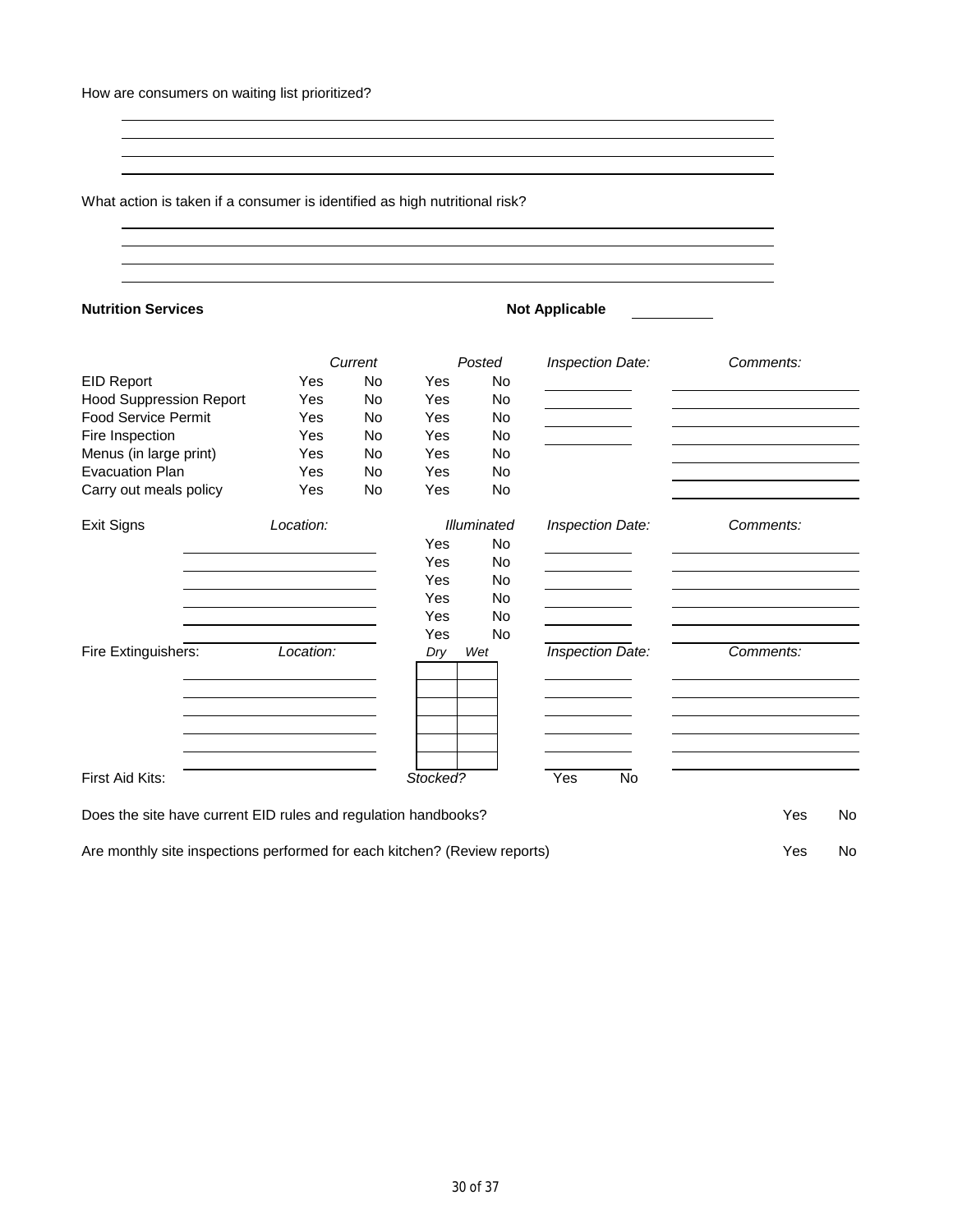How are consumers on waiting list prioritized?

What action is taken if a consumer is identified as high nutritional risk?

**Nutrition Services** **Not Applicable** ______

| | *Current* | | *Posted* | | *Inspection Date:* | *Comments:* |
|---|---|---|---|---|---|---|
| EID Report | Yes | No | Yes | No | | |
| Hood Suppression Report | Yes | No | Yes | No | | |
| Food Service Permit | Yes | No | Yes | No | | |
| Fire Inspection | Yes | No | Yes | No | | |
| Menus (in large print) | Yes | No | Yes | No | | |
| Evacuation Plan | Yes | No | Yes | No | | |
| Carry out meals policy | Yes | No | Yes | No | | |

| Exit Signs | *Location:* | *Illuminated* | | *Inspection Date:* | *Comments:* |
|---|---|---|---|---|---|
| | | Yes | No | | |
| | | Yes | No | | |
| | | Yes | No | | |
| | | Yes | No | | |
| | | Yes | No | | |
| | | Yes | No | | |

| Fire Extinguishers: | *Location:* | *Dry* | *Wet* | *Inspection Date:* | *Comments:* |
|---|---|---|---|---|---|
| | | | | | |
| | | | | | |
| | | | | | |
| | | | | | |
| | | | | | |

First Aid Kits: ______ *Stocked?* Yes No

Does the site have current EID rules and regulation handbooks? Yes No

Are monthly site inspections performed for each kitchen? (Review reports) Yes No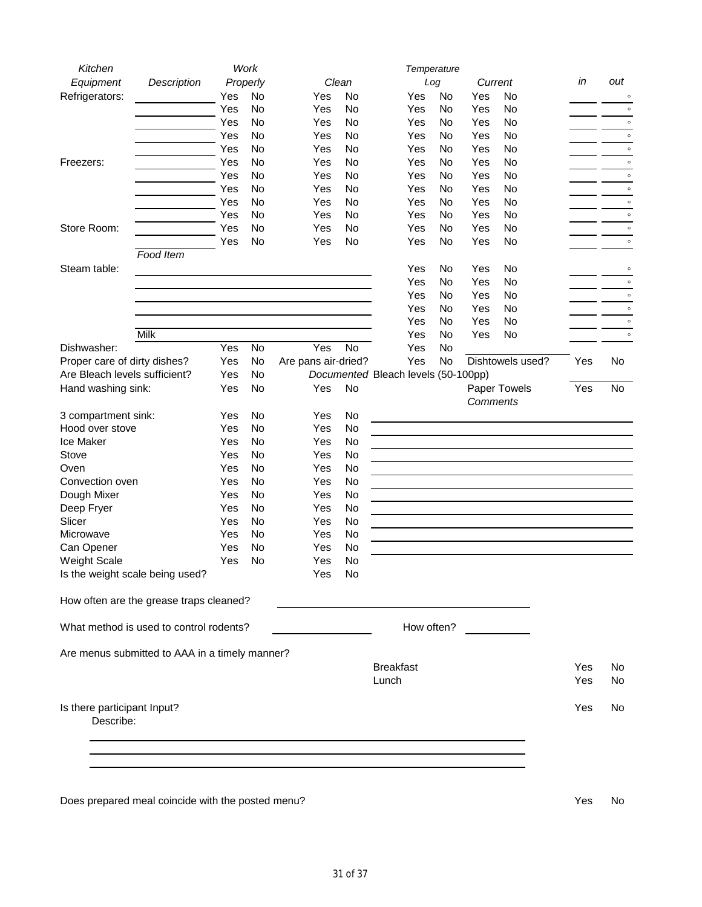| *Kitchen Equipment* | *Description* | *Work Properly* | | *Clean* | | *Temperature Log* | | *Current* | | *in* | *out* |
|---|---|---|---|---|---|---|---|---|---|---|---|
| Refrigerators: | ____ | Yes | No | Yes | No | Yes | No | Yes | No | ____ | ____ ° |
| | ____ | Yes | No | Yes | No | Yes | No | Yes | No | ____ | ____ ° |
| | ____ | Yes | No | Yes | No | Yes | No | Yes | No | ____ | ____ ° |
| | ____ | Yes | No | Yes | No | Yes | No | Yes | No | ____ | ____ ° |
| | ____ | Yes | No | Yes | No | Yes | No | Yes | No | ____ | ____ ° |
| Freezers: | ____ | Yes | No | Yes | No | Yes | No | Yes | No | ____ | ____ ° |
| | ____ | Yes | No | Yes | No | Yes | No | Yes | No | ____ | ____ ° |
| | ____ | Yes | No | Yes | No | Yes | No | Yes | No | ____ | ____ ° |
| | ____ | Yes | No | Yes | No | Yes | No | Yes | No | ____ | ____ ° |
| | ____ | Yes | No | Yes | No | Yes | No | Yes | No | ____ | ____ ° |
| Store Room: | ____ | Yes | No | Yes | No | Yes | No | Yes | No | ____ | ____ ° |
| | ____ | Yes | No | Yes | No | Yes | No | Yes | No | ____ | ____ ° |
| | *Food Item* | | | | | | | | | | |
| Steam table: | ____ | | | | | Yes | No | Yes | No | ____ | ____ ° |
| | ____ | | | | | Yes | No | Yes | No | ____ | ____ ° |
| | ____ | | | | | Yes | No | Yes | No | ____ | ____ ° |
| | ____ | | | | | Yes | No | Yes | No | ____ | ____ ° |
| | ____ | | | | | Yes | No | Yes | No | ____ | ____ ° |
| | Milk | | | | | Yes | No | Yes | No | ____ | ____ ° |
| Dishwasher: | | Yes | No | Yes | No | Yes | No | ____ | | | |
| Proper care of dirty dishes? | | Yes | No | Are pans air-dried? | | Yes | No | Dishtowels used? | | Yes | No |
| Are Bleach levels sufficient? | | Yes | No | *Documented* Bleach levels (50-100pp) | | | | | | | |
| Hand washing sink: | | Yes | No | Yes | No | | | Paper Towels | | Yes | No |

| | *Work Properly* | | *Clean* | | *Comments* |
|---|---|---|---|---|---|
| 3 compartment sink: | Yes | No | Yes | No | ____ |
| Hood over stove | Yes | No | Yes | No | ____ |
| Ice Maker | Yes | No | Yes | No | ____ |
| Stove | Yes | No | Yes | No | ____ |
| Oven | Yes | No | Yes | No | ____ |
| Convection oven | Yes | No | Yes | No | ____ |
| Dough Mixer | Yes | No | Yes | No | ____ |
| Deep Fryer | Yes | No | Yes | No | ____ |
| Slicer | Yes | No | Yes | No | ____ |
| Microwave | Yes | No | Yes | No | ____ |
| Can Opener | Yes | No | Yes | No | ____ |
| Weight Scale | Yes | No | Yes | No | |
| Is the weight scale being used? | | | Yes | No | |

How often are the grease traps cleaned? ______________________

What method is used to control rodents? ______________ How often? __________

Are menus submitted to AAA in a timely manner?

| | | |
|---|---|---|
| Breakfast | Yes | No |
| Lunch | Yes | No |

Is there participant Input? Yes No

Describe:

______________________________________________

______________________________________________

______________________________________________

Does prepared meal coincide with the posted menu? Yes No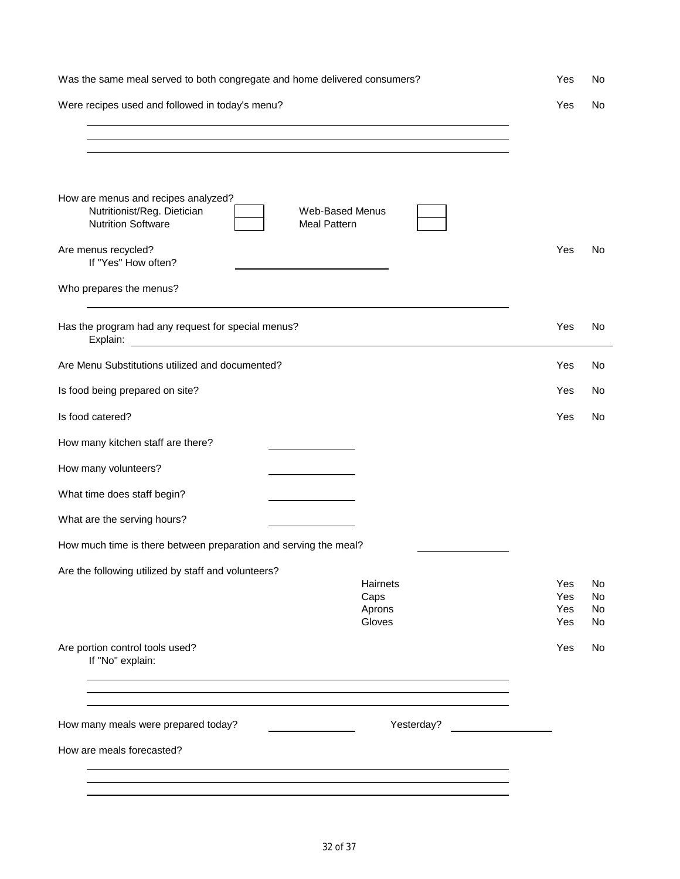Was the same meal served to both congregate and home delivered consumers? Yes No

Were recipes used and followed in today's menu? Yes No

\_\_\_\_\_\_\_\_\_\_\_\_\_\_\_\_\_\_\_\_\_\_\_\_\_\_\_\_\_\_\_\_\_\_\_\_\_\_\_\_\_\_\_\_\_\_\_\_\_\_\_\_\_\_\_\_

\_\_\_\_\_\_\_\_\_\_\_\_\_\_\_\_\_\_\_\_\_\_\_\_\_\_\_\_\_\_\_\_\_\_\_\_\_\_\_\_\_\_\_\_\_\_\_\_\_\_\_\_\_\_\_\_

\_\_\_\_\_\_\_\_\_\_\_\_\_\_\_\_\_\_\_\_\_\_\_\_\_\_\_\_\_\_\_\_\_\_\_\_\_\_\_\_\_\_\_\_\_\_\_\_\_\_\_\_\_\_\_\_

How are menus and recipes analyzed?

| | | | |
|---|---|---|---|
| Nutritionist/Reg. Dietician | ☐ | Web-Based Menus | ☐ |
| Nutrition Software | ☐ | Meal Pattern | ☐ |

Are menus recycled? Yes No

If "Yes" How often? \_\_\_\_\_\_\_\_\_\_\_\_\_\_\_\_\_\_\_\_

Who prepares the menus?

\_\_\_\_\_\_\_\_\_\_\_\_\_\_\_\_\_\_\_\_\_\_\_\_\_\_\_\_\_\_\_\_\_\_\_\_\_\_\_\_\_\_\_\_\_\_\_\_\_\_\_\_\_\_\_\_

Has the program had any request for special menus? Yes No

Explain: \_\_\_\_\_\_\_\_\_\_\_\_\_\_\_\_\_\_\_\_\_\_\_\_\_\_\_\_\_\_\_\_\_\_\_\_\_\_\_\_\_\_\_\_\_\_\_\_\_\_

Are Menu Substitutions utilized and documented? Yes No

Is food being prepared on site? Yes No

Is food catered? Yes No

How many kitchen staff are there? \_\_\_\_\_\_\_\_\_\_\_\_

How many volunteers? \_\_\_\_\_\_\_\_\_\_\_\_

What time does staff begin? \_\_\_\_\_\_\_\_\_\_\_\_

What are the serving hours? \_\_\_\_\_\_\_\_\_\_\_\_

How much time is there between preparation and serving the meal? \_\_\_\_\_\_\_\_\_\_\_\_

Are the following utilized by staff and volunteers?

| | | |
|---|---|---|
| Hairnets | Yes | No |
| Caps | Yes | No |
| Aprons | Yes | No |
| Gloves | Yes | No |

Are portion control tools used? Yes No

If "No" explain:

\_\_\_\_\_\_\_\_\_\_\_\_\_\_\_\_\_\_\_\_\_\_\_\_\_\_\_\_\_\_\_\_\_\_\_\_\_\_\_\_\_\_\_\_\_\_\_\_\_\_\_\_\_\_\_\_

\_\_\_\_\_\_\_\_\_\_\_\_\_\_\_\_\_\_\_\_\_\_\_\_\_\_\_\_\_\_\_\_\_\_\_\_\_\_\_\_\_\_\_\_\_\_\_\_\_\_\_\_\_\_\_\_

\_\_\_\_\_\_\_\_\_\_\_\_\_\_\_\_\_\_\_\_\_\_\_\_\_\_\_\_\_\_\_\_\_\_\_\_\_\_\_\_\_\_\_\_\_\_\_\_\_\_\_\_\_\_\_\_

How many meals were prepared today? \_\_\_\_\_\_\_\_\_\_\_\_ Yesterday? \_\_\_\_\_\_\_\_\_\_\_\_

How are meals forecasted?

\_\_\_\_\_\_\_\_\_\_\_\_\_\_\_\_\_\_\_\_\_\_\_\_\_\_\_\_\_\_\_\_\_\_\_\_\_\_\_\_\_\_\_\_\_\_\_\_\_\_\_\_\_\_\_\_

\_\_\_\_\_\_\_\_\_\_\_\_\_\_\_\_\_\_\_\_\_\_\_\_\_\_\_\_\_\_\_\_\_\_\_\_\_\_\_\_\_\_\_\_\_\_\_\_\_\_\_\_\_\_\_\_

\_\_\_\_\_\_\_\_\_\_\_\_\_\_\_\_\_\_\_\_\_\_\_\_\_\_\_\_\_\_\_\_\_\_\_\_\_\_\_\_\_\_\_\_\_\_\_\_\_\_\_\_\_\_\_\_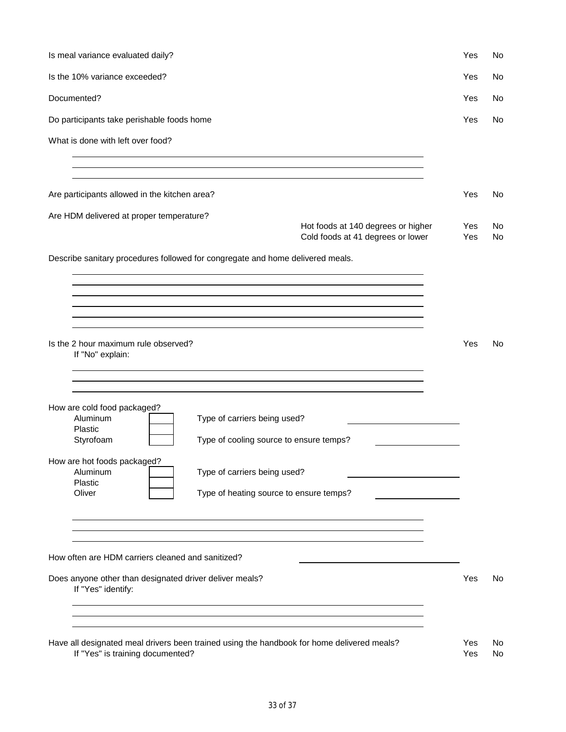Is meal variance evaluated daily? Yes No

Is the 10% variance exceeded? Yes No

Documented? Yes No

Do participants take perishable foods home Yes No

What is done with left over food?

______________________________________________

______________________________________________

______________________________________________

Are participants allowed in the kitchen area? Yes No

Are HDM delivered at proper temperature?

| | | | |
|---|---|---|---|
| | Hot foods at 140 degrees or higher | Yes | No |
| | Cold foods at 41 degrees or lower | Yes | No |

Describe sanitary procedures followed for congregate and home delivered meals.

______________________________________________

______________________________________________

______________________________________________

______________________________________________

______________________________________________

______________________________________________

Is the 2 hour maximum rule observed? Yes No

If "No" explain:

______________________________________________

______________________________________________

______________________________________________

How are cold food packaged?

| | | | |
|---|---|---|---|
| Aluminum | ☐ | Type of carriers being used? | ____________ |
| Plastic | ☐ | | |
| Styrofoam | ☐ | Type of cooling source to ensure temps? | ____________ |

How are hot foods packaged?

| | | | |
|---|---|---|---|
| Aluminum | ☐ | Type of carriers being used? | ____________ |
| Plastic | ☐ | | |
| Oliver | ☐ | Type of heating source to ensure temps? | ____________ |

______________________________________________

______________________________________________

______________________________________________

How often are HDM carriers cleaned and sanitized? ____________

Does anyone other than designated driver deliver meals? Yes No

If "Yes" identify:

______________________________________________

______________________________________________

______________________________________________

Have all designated meal drivers been trained using the handbook for home delivered meals? Yes No

If "Yes" is training documented? Yes No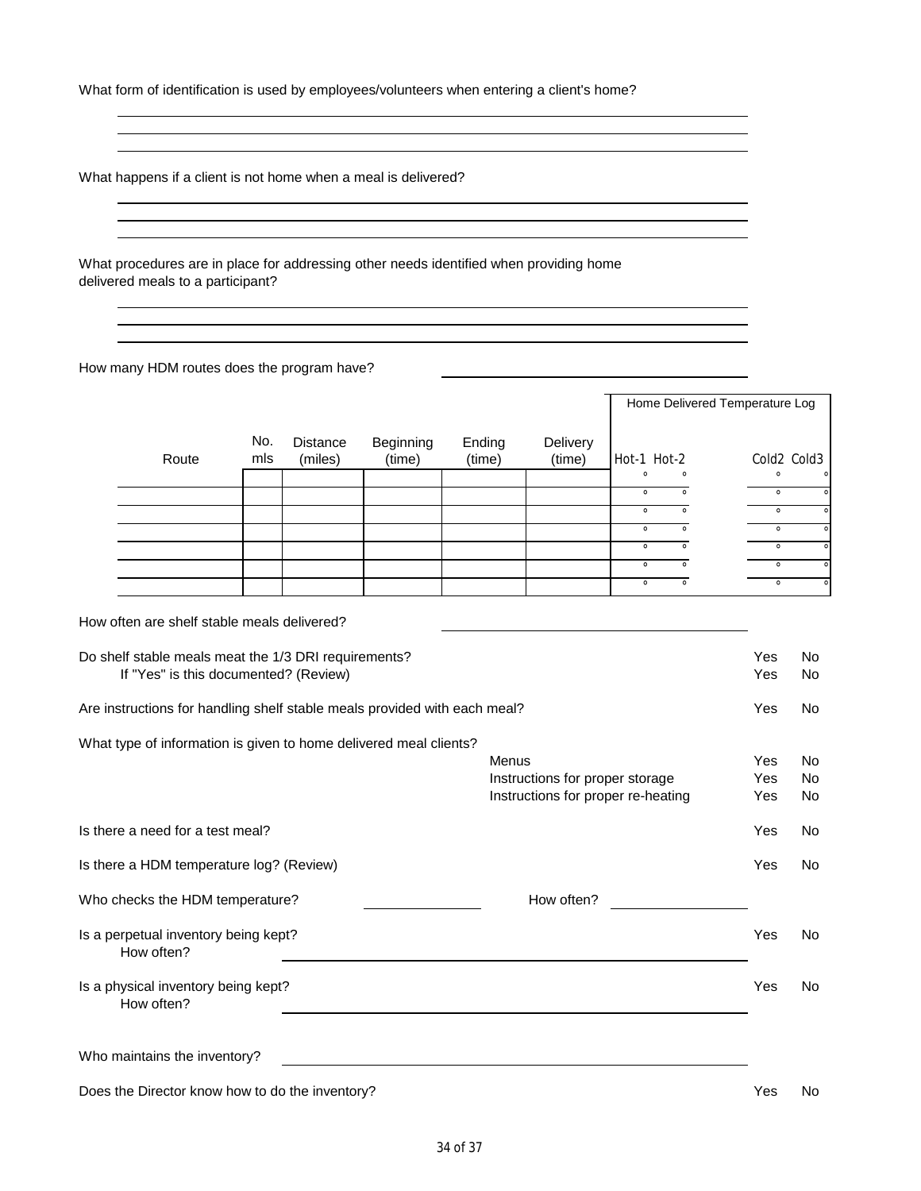What form of identification is used by employees/volunteers when entering a client's home?

What happens if a client is not home when a meal is delivered?

What procedures are in place for addressing other needs identified when providing home delivered meals to a participant?

How many HDM routes does the program have?

| Route | No. mls | Distance (miles) | Beginning (time) | Ending (time) | Delivery (time) | Home Delivered Temperature Log | | | |
|---|---|---|---|---|---|---|---|---|---|
| | | | | | | Hot-1 | Hot-2 | Cold2 | Cold3 |
| | | | | | | ° | ° | ° | ° |
| | | | | | | ° | ° | ° | ° |
| | | | | | | ° | ° | ° | ° |
| | | | | | | ° | ° | ° | ° |
| | | | | | | ° | ° | ° | ° |
| | | | | | | ° | ° | ° | ° |
| | | | | | | ° | ° | ° | ° |

How often are shelf stable meals delivered?

Do shelf stable meals meat the 1/3 DRI requirements? Yes No
If "Yes" is this documented? (Review) Yes No

Are instructions for handling shelf stable meals provided with each meal? Yes No

What type of information is given to home delivered meal clients?

- Menus Yes No
- Instructions for proper storage Yes No
- Instructions for proper re-heating Yes No

Is there a need for a test meal? Yes No

Is there a HDM temperature log? (Review) Yes No

Who checks the HDM temperature? ______ How often? ______

Is a perpetual inventory being kept? Yes No
How often?

Is a physical inventory being kept? Yes No
How often?

Who maintains the inventory?

Does the Director know how to do the inventory? Yes No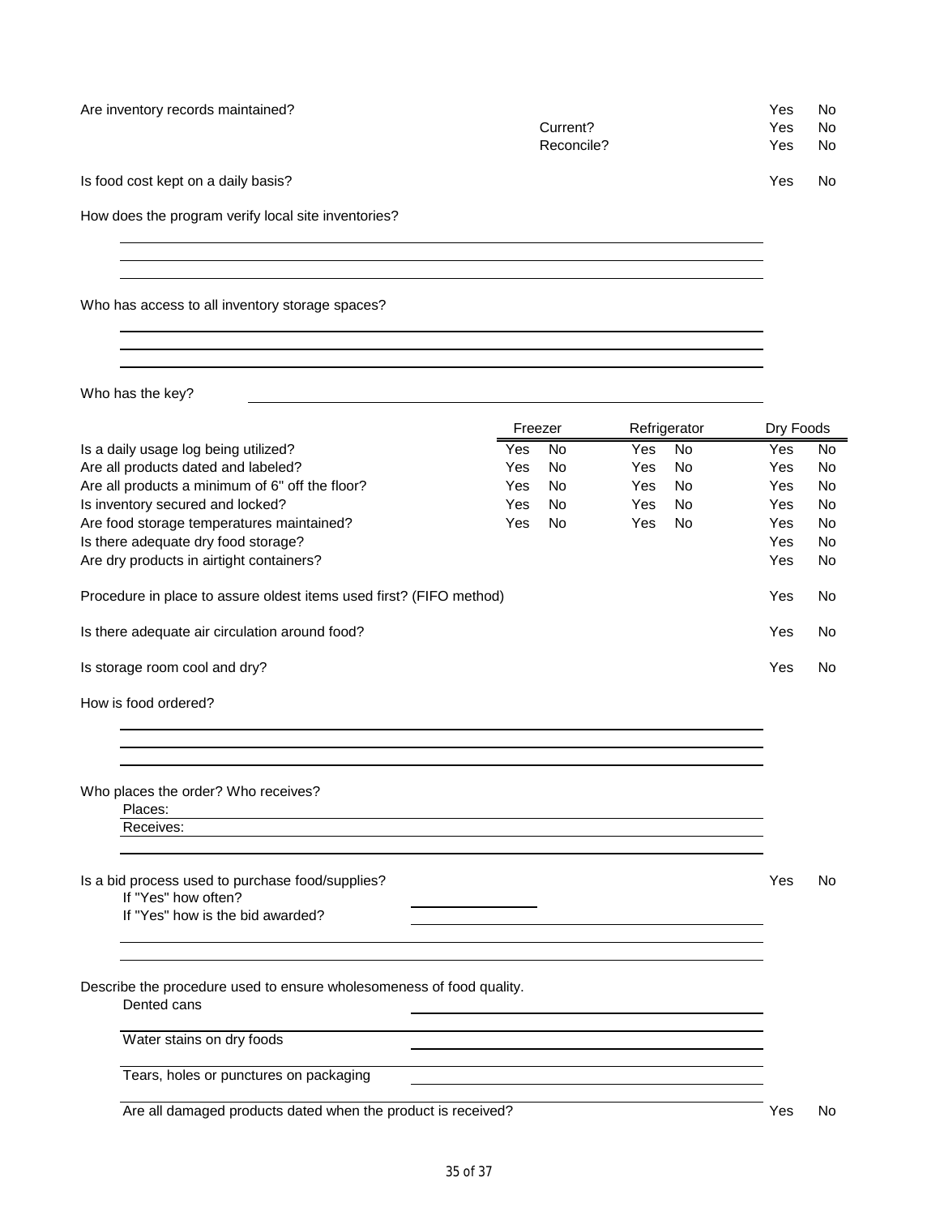Are inventory records maintained? Yes No

Current? Yes No

Reconcile? Yes No

Is food cost kept on a daily basis? Yes No

How does the program verify local site inventories?

______________________________________________

______________________________________________

______________________________________________

Who has access to all inventory storage spaces?

______________________________________________

______________________________________________

______________________________________________

Who has the key? ______________________________

| | Freezer | | Refrigerator | | Dry Foods | |
|---|---|---|---|---|---|---|
| Is a daily usage log being utilized? | Yes | No | Yes | No | Yes | No |
| Are all products dated and labeled? | Yes | No | Yes | No | Yes | No |
| Are all products a minimum of 6" off the floor? | Yes | No | Yes | No | Yes | No |
| Is inventory secured and locked? | Yes | No | Yes | No | Yes | No |
| Are food storage temperatures maintained? | Yes | No | Yes | No | Yes | No |
| Is there adequate dry food storage? | | | | | Yes | No |
| Are dry products in airtight containers? | | | | | Yes | No |

Procedure in place to assure oldest items used first? (FIFO method) Yes No

Is there adequate air circulation around food? Yes No

Is storage room cool and dry? Yes No

How is food ordered?

______________________________________________

______________________________________________

______________________________________________

Who places the order? Who receives?

Places: ______________________________

Receives: ______________________________

______________________________________________

Is a bid process used to purchase food/supplies? Yes No

If "Yes" how often? ______________

If "Yes" how is the bid awarded? ______________________________

______________________________________________

______________________________________________

Describe the procedure used to ensure wholesomeness of food quality.

Dented cans ______________________________

______________________________________________

Water stains on dry foods ______________________________

______________________________________________

Tears, holes or punctures on packaging ______________________________

______________________________________________

Are all damaged products dated when the product is received? Yes No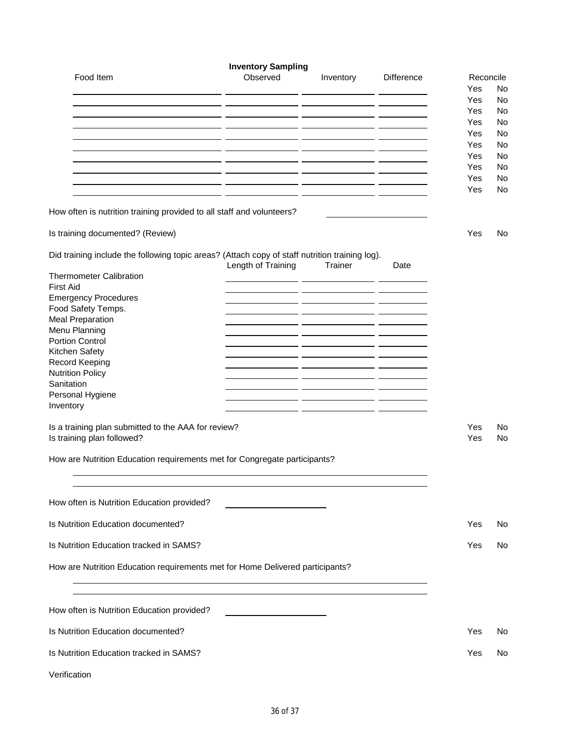## Inventory Sampling

| Food Item | Observed | Inventory | Difference | Reconcile |
|---|---|---|---|---|
| | | | | Yes No |
| | | | | Yes No |
| | | | | Yes No |
| | | | | Yes No |
| | | | | Yes No |
| | | | | Yes No |
| | | | | Yes No |
| | | | | Yes No |
| | | | | Yes No |
| | | | | Yes No |

How often is nutrition training provided to all staff and volunteers? ______________

Is training documented? (Review) Yes No

Did training include the following topic areas? (Attach copy of staff nutrition training log).

| | Length of Training | Trainer | Date |
|---|---|---|---|
| Thermometer Calibration | | | |
| First Aid | | | |
| Emergency Procedures | | | |
| Food Safety Temps. | | | |
| Meal Preparation | | | |
| Menu Planning | | | |
| Portion Control | | | |
| Kitchen Safety | | | |
| Record Keeping | | | |
| Nutrition Policy | | | |
| Sanitation | | | |
| Personal Hygiene | | | |
| Inventory | | | |

Is a training plan submitted to the AAA for review? Yes No

Is training plan followed? Yes No

How are Nutrition Education requirements met for Congregate participants?

______________________________________________

______________________________________________

How often is Nutrition Education provided? ______________

Is Nutrition Education documented? Yes No

Is Nutrition Education tracked in SAMS? Yes No

How are Nutrition Education requirements met for Home Delivered participants?

______________________________________________

______________________________________________

How often is Nutrition Education provided? ______________

Is Nutrition Education documented? Yes No

Is Nutrition Education tracked in SAMS? Yes No

Verification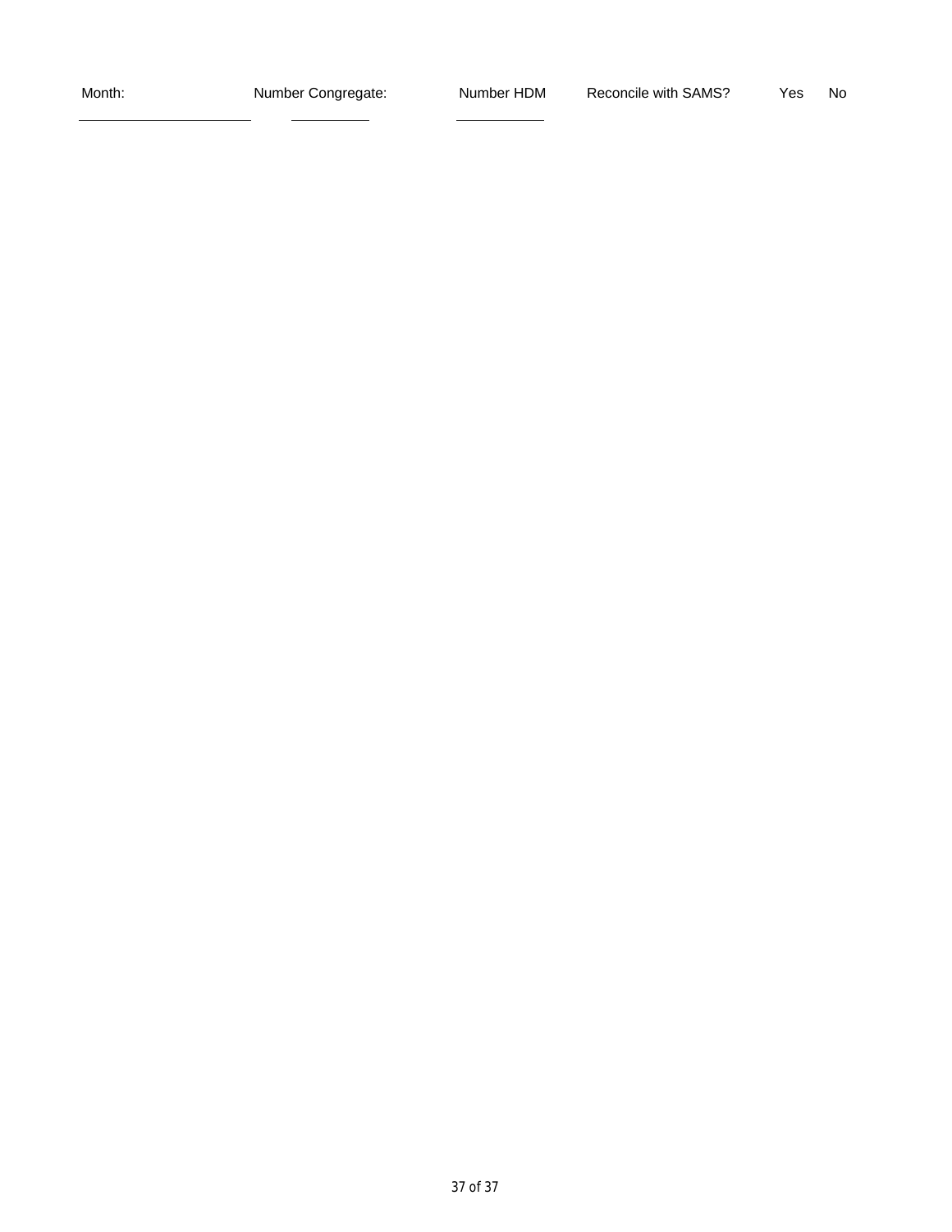Month: \_\_\_\_\_\_\_\_\_\_\_\_\_\_\_\_ Number Congregate: \_\_\_\_\_\_\_\_ Number HDM \_\_\_\_\_\_\_\_ Reconcile with SAMS? Yes No